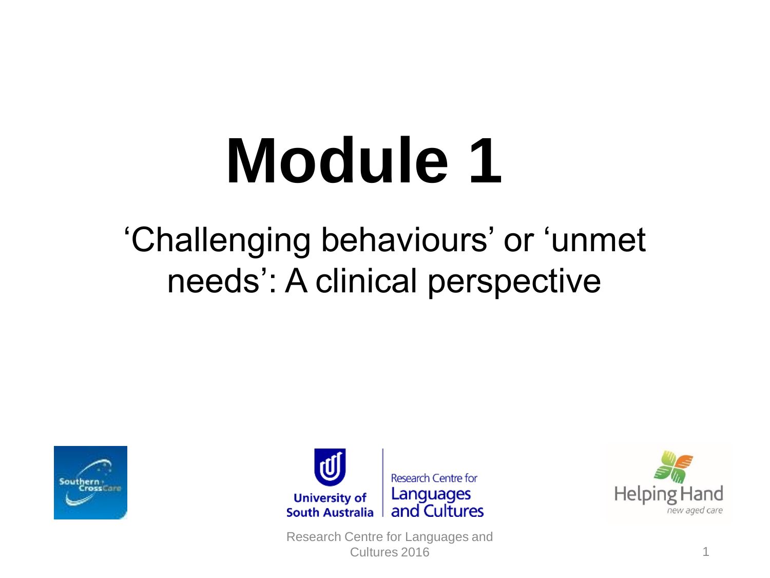# Module 1

## 'Challenging behaviours' or 'unmet needs': A clinical perspective

Research Centre for Languages and Cultures 2016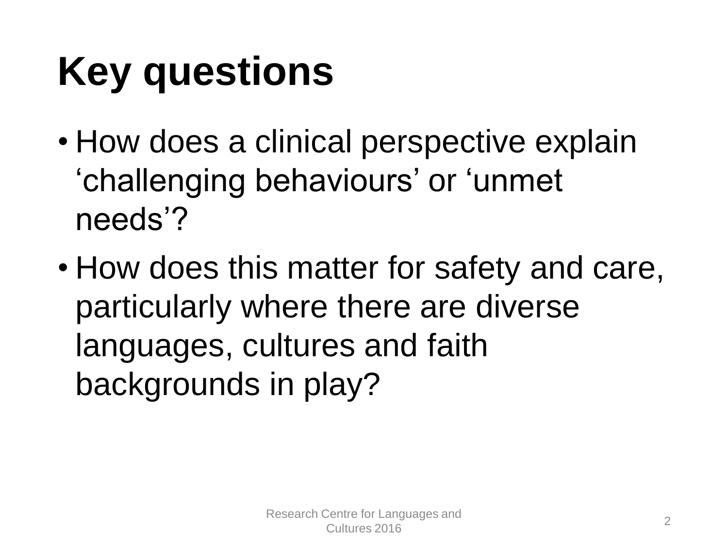# Key questions

- How does a clinical perspective explain ‘challenging behaviours’ or ‘unmet needs’?
- How does this matter for safety and care, particularly where there are diverse languages, cultures and faith backgrounds in play?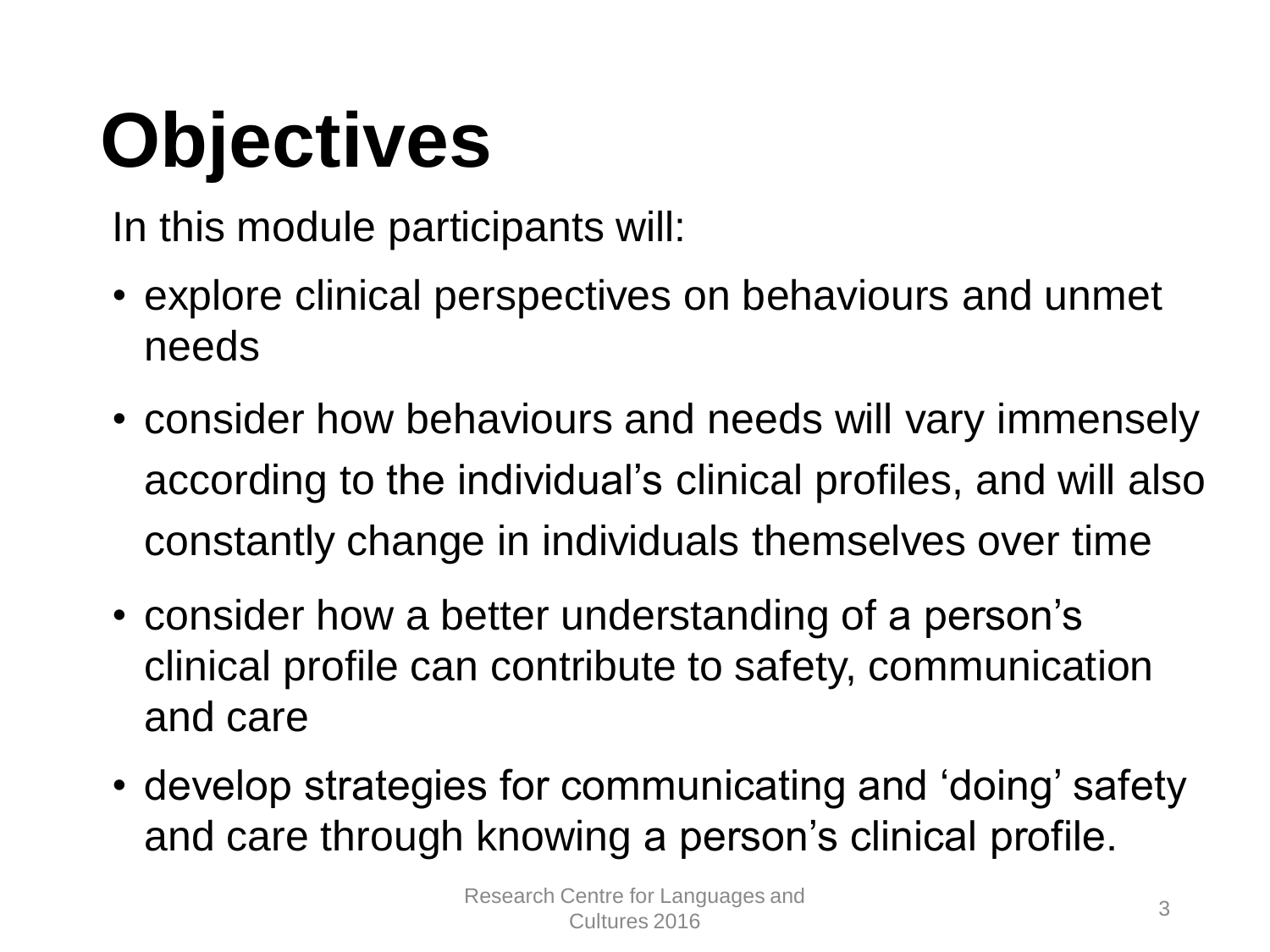# Objectives

In this module participants will:

- explore clinical perspectives on behaviours and unmet needs
- consider how behaviours and needs will vary immensely according to the individual's clinical profiles, and will also constantly change in individuals themselves over time
- consider how a better understanding of a person's clinical profile can contribute to safety, communication and care
- develop strategies for communicating and 'doing' safety and care through knowing a person's clinical profile.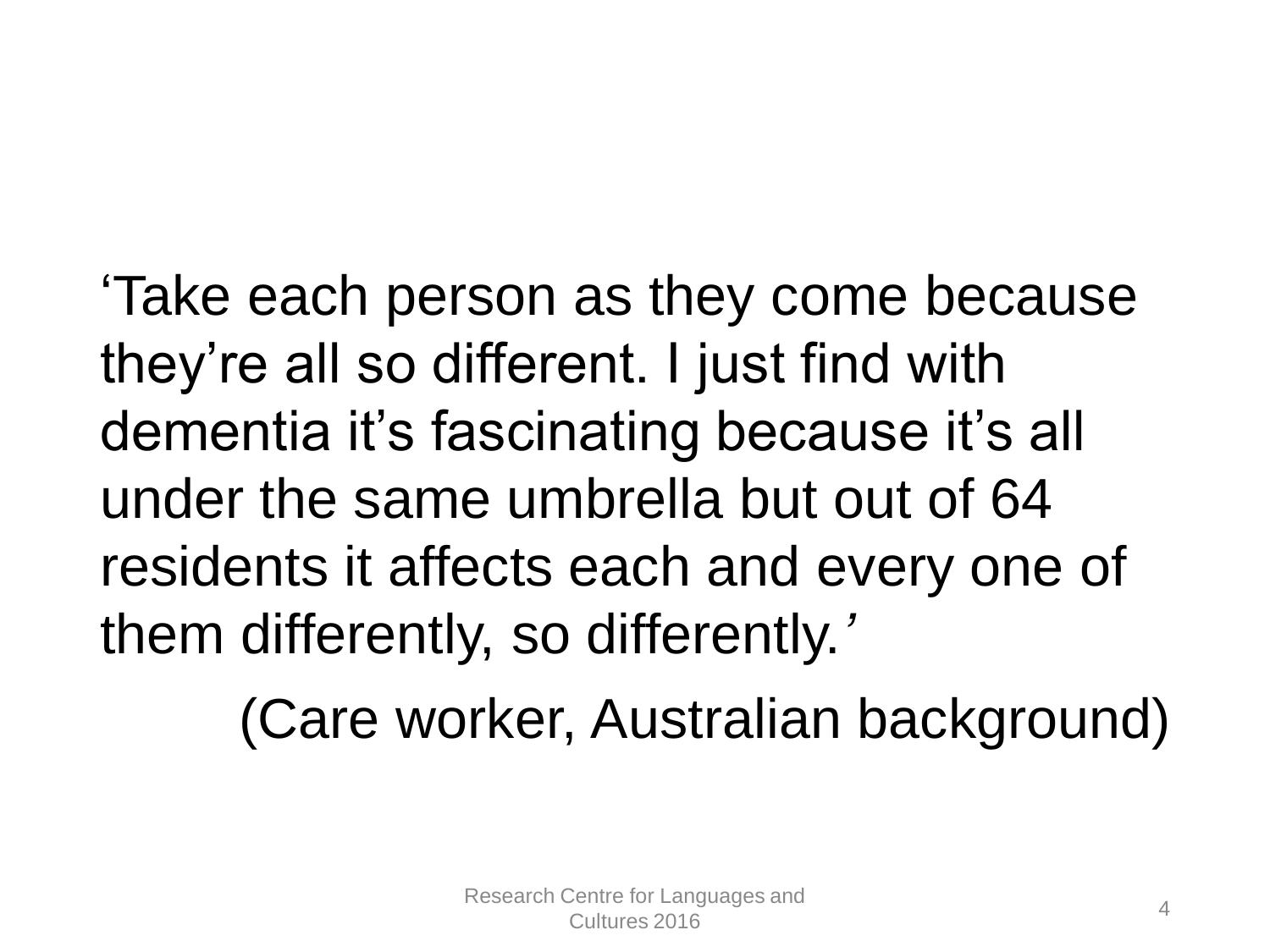‘Take each person as they come because they’re all so different. I just find with dementia it’s fascinating because it’s all under the same umbrella but out of 64 residents it affects each and every one of them differently, so differently.’

(Care worker, Australian background)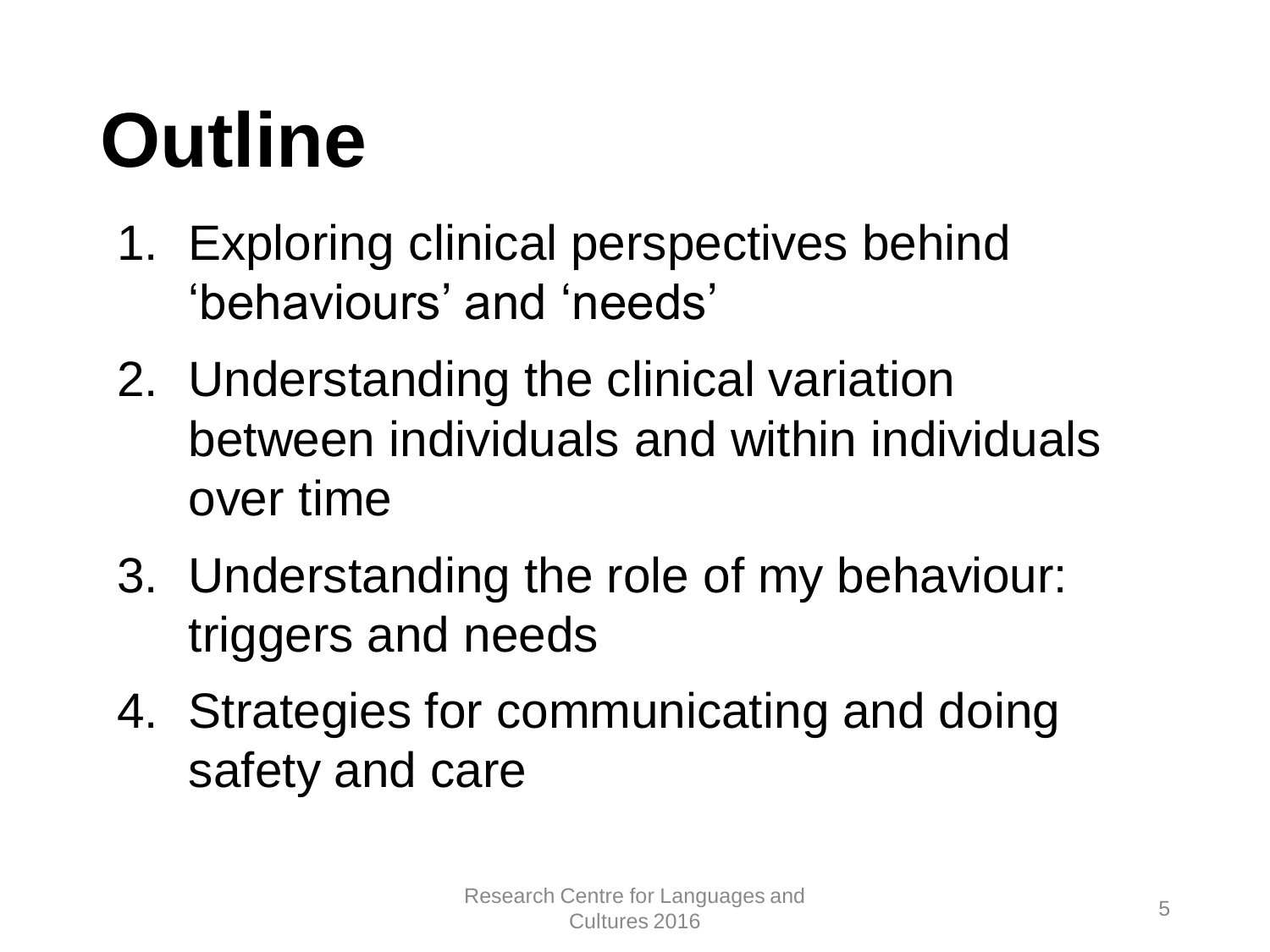# Outline

1. Exploring clinical perspectives behind ‘behaviours’ and ‘needs’
2. Understanding the clinical variation between individuals and within individuals over time
3. Understanding the role of my behaviour: triggers and needs
4. Strategies for communicating and doing safety and care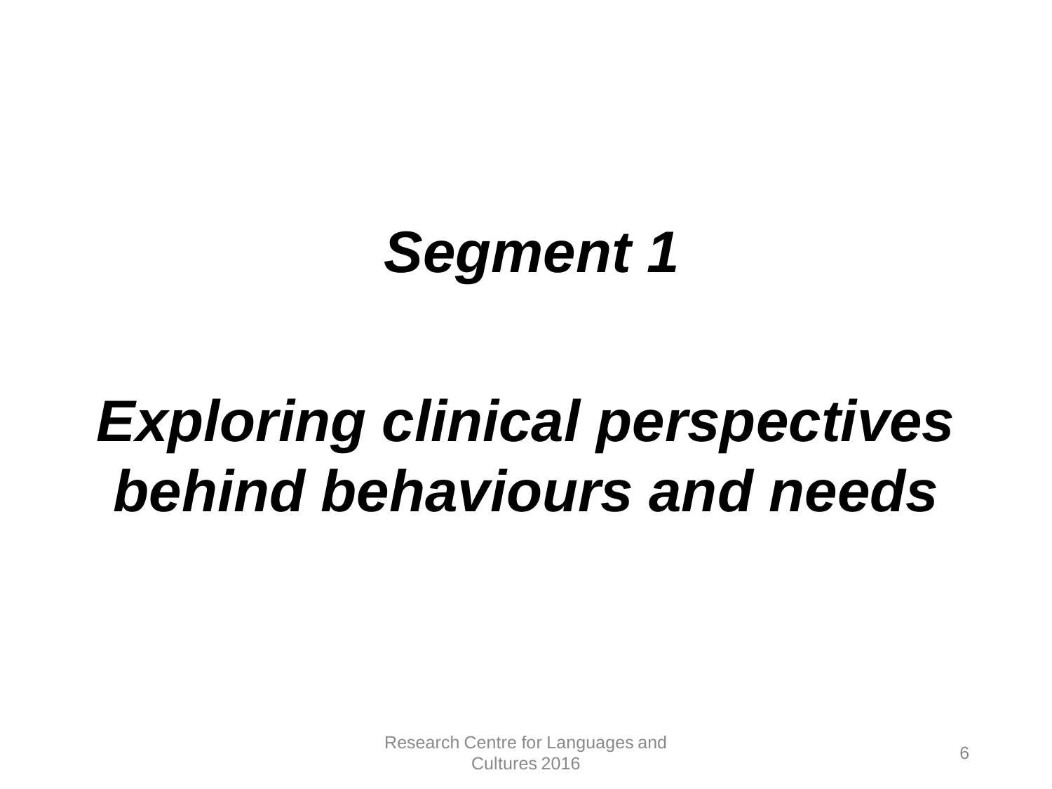# *Segment 1*

## *Exploring clinical perspectives behind behaviours and needs*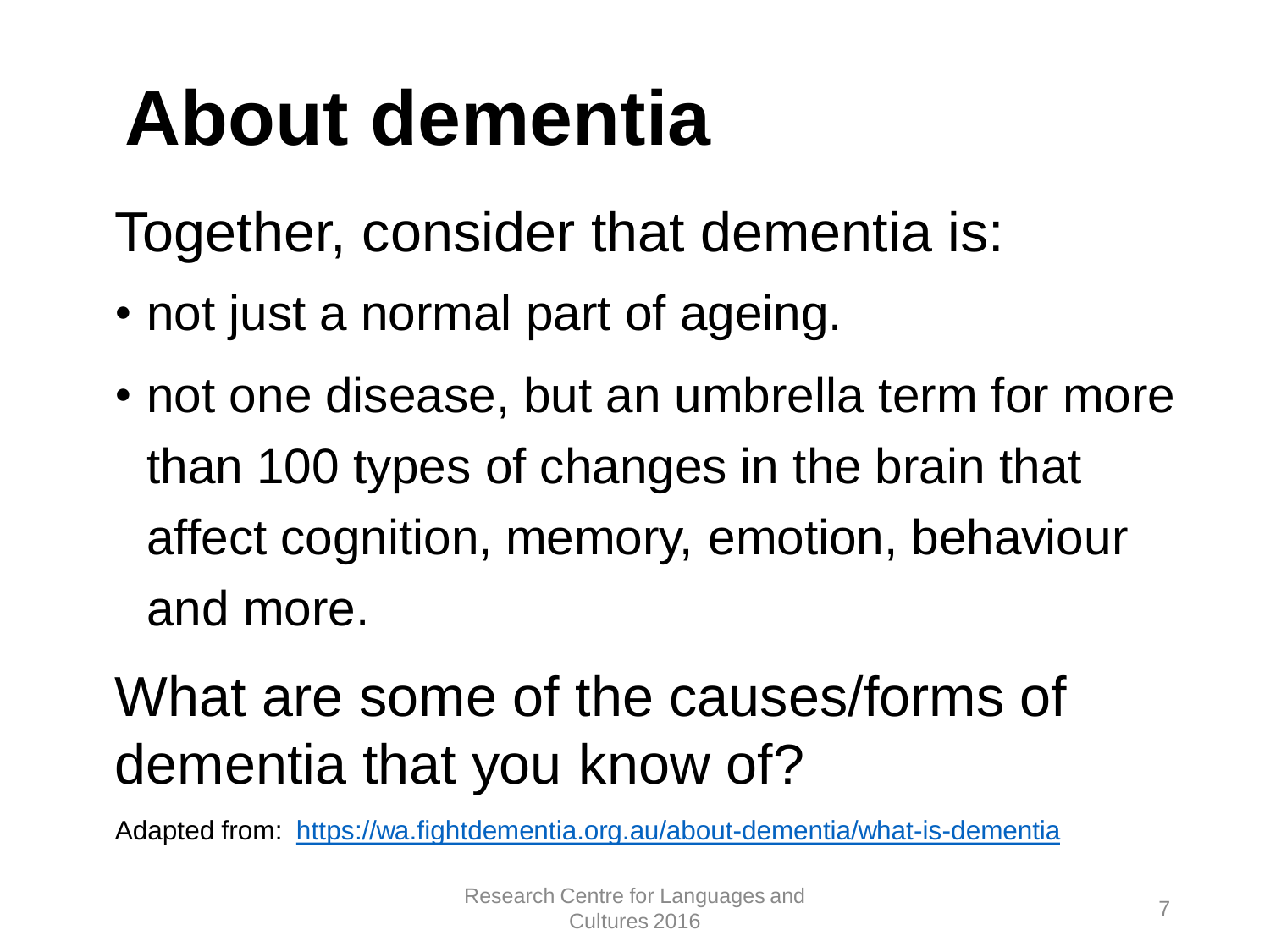# About dementia

Together, consider that dementia is:

- not just a normal part of ageing.
- not one disease, but an umbrella term for more than 100 types of changes in the brain that affect cognition, memory, emotion, behaviour and more.

What are some of the causes/forms of dementia that you know of?

Adapted from: [https://wa.fightdementia.org.au/about-dementia/what-is-dementia](https://wa.fightdementia.org.au/about-dementia/what-is-dementia)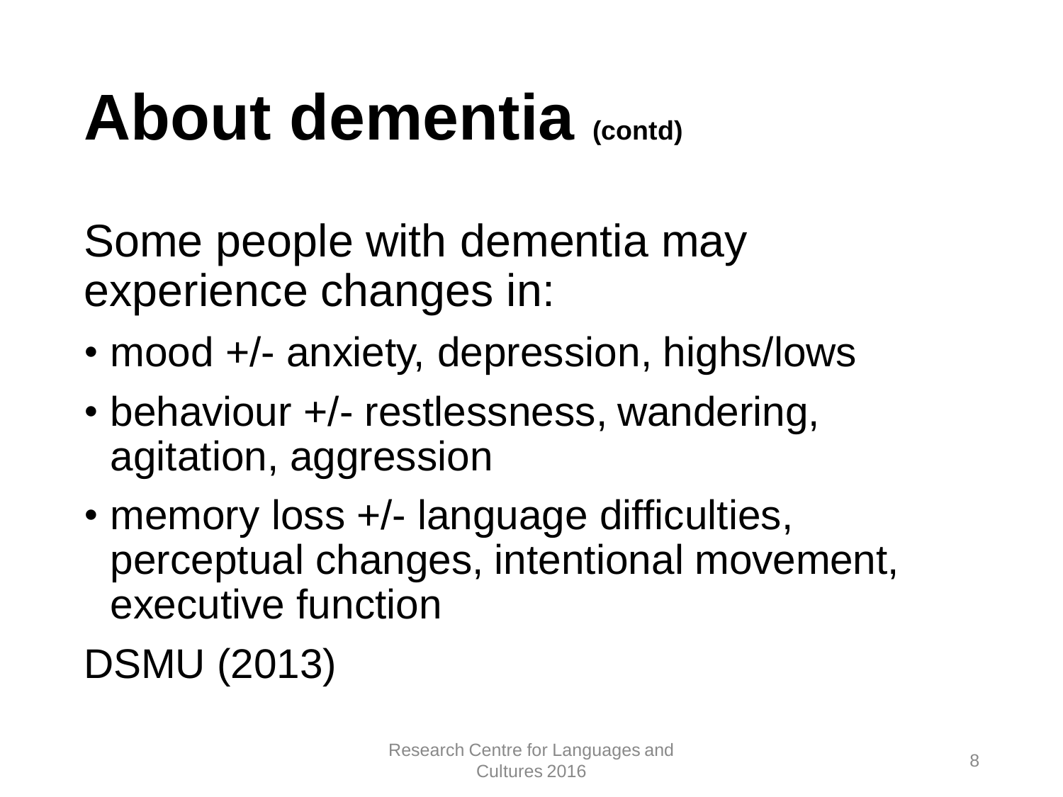# About dementia (contd)

Some people with dementia may experience changes in:

- mood +/- anxiety, depression, highs/lows
- behaviour +/- restlessness, wandering, agitation, aggression
- memory loss +/- language difficulties, perceptual changes, intentional movement, executive function

DSMU (2013)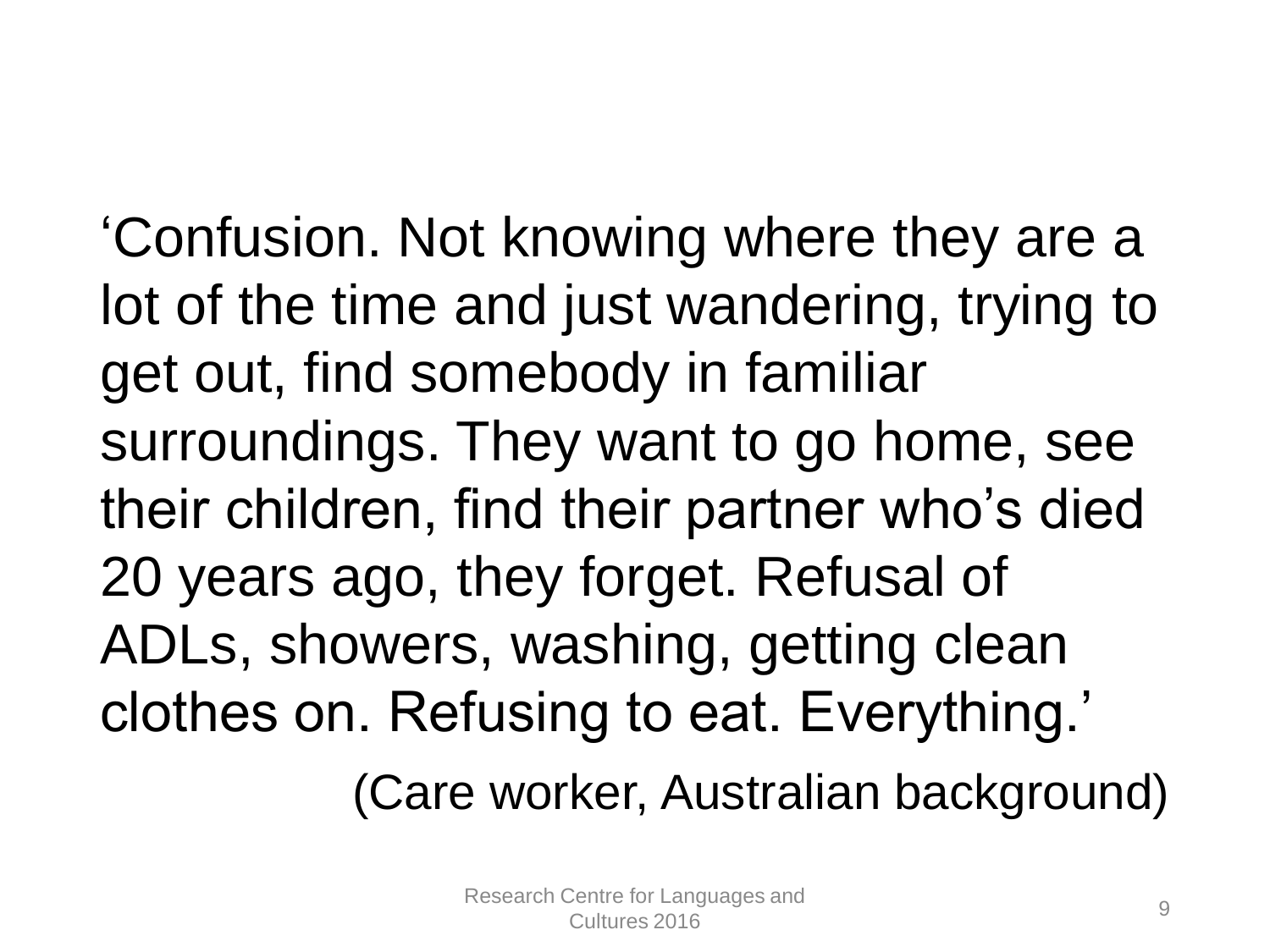‘Confusion. Not knowing where they are a lot of the time and just wandering, trying to get out, find somebody in familiar surroundings. They want to go home, see their children, find their partner who’s died 20 years ago, they forget. Refusal of ADLs, showers, washing, getting clean clothes on. Refusing to eat. Everything.’

(Care worker, Australian background)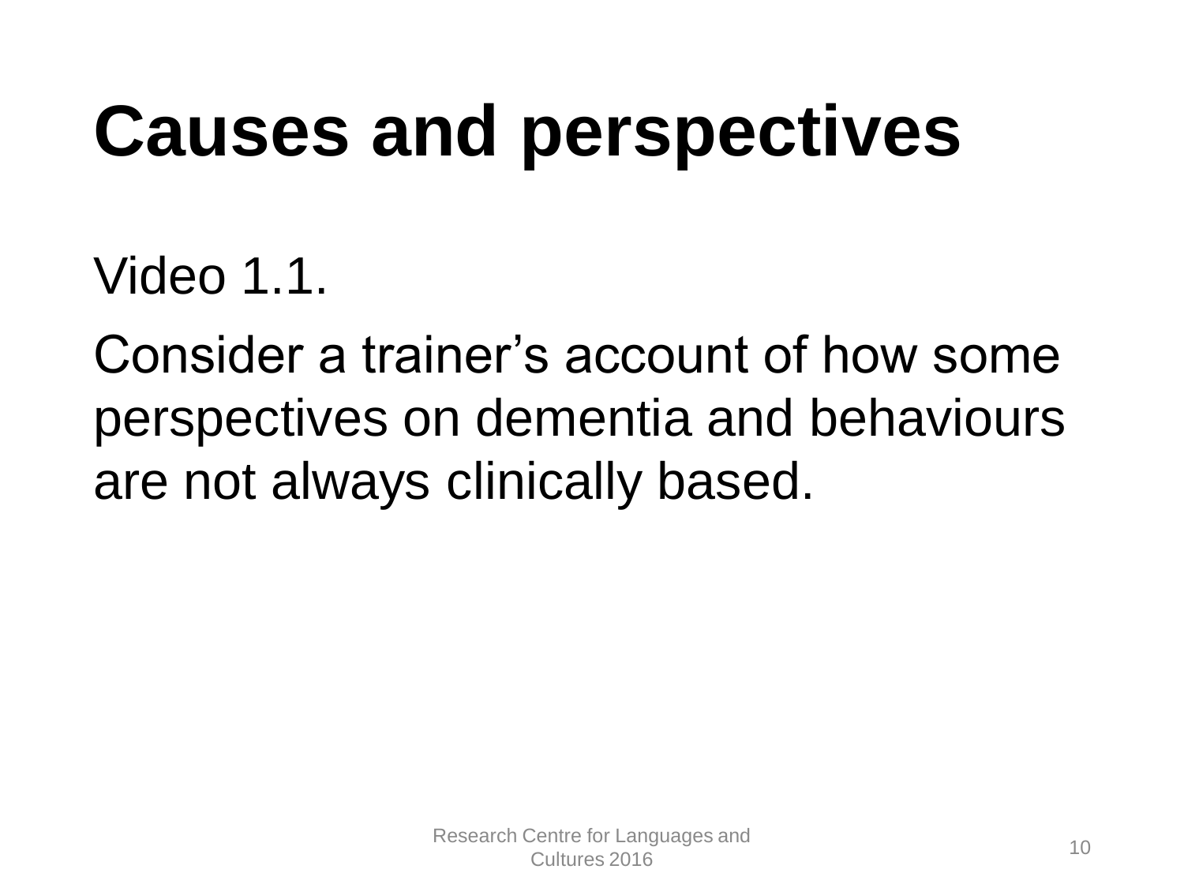# Causes and perspectives

Video 1.1.

Consider a trainer's account of how some perspectives on dementia and behaviours are not always clinically based.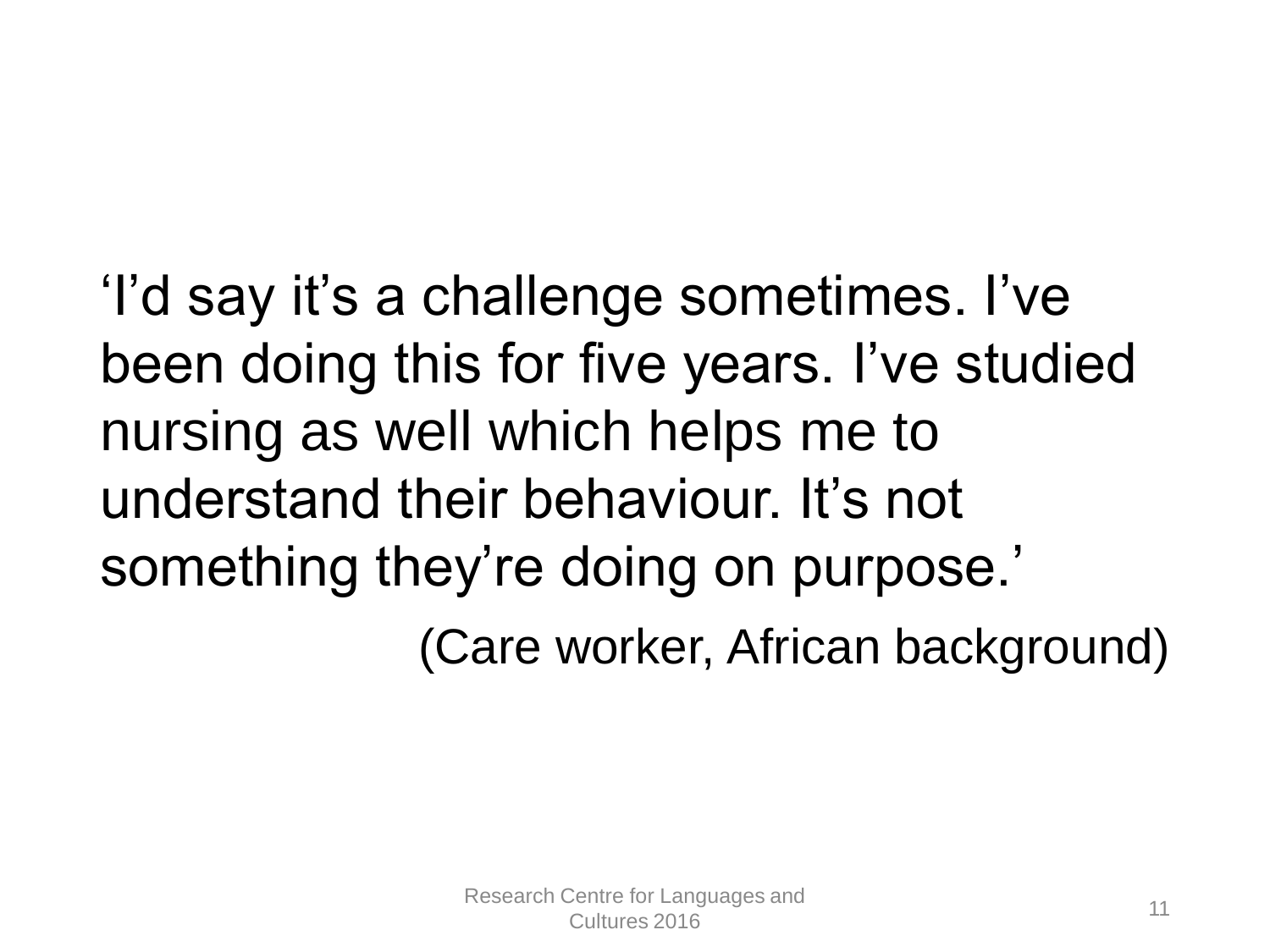‘I’d say it’s a challenge sometimes. I’ve been doing this for five years. I’ve studied nursing as well which helps me to understand their behaviour. It’s not something they’re doing on purpose.’

(Care worker, African background)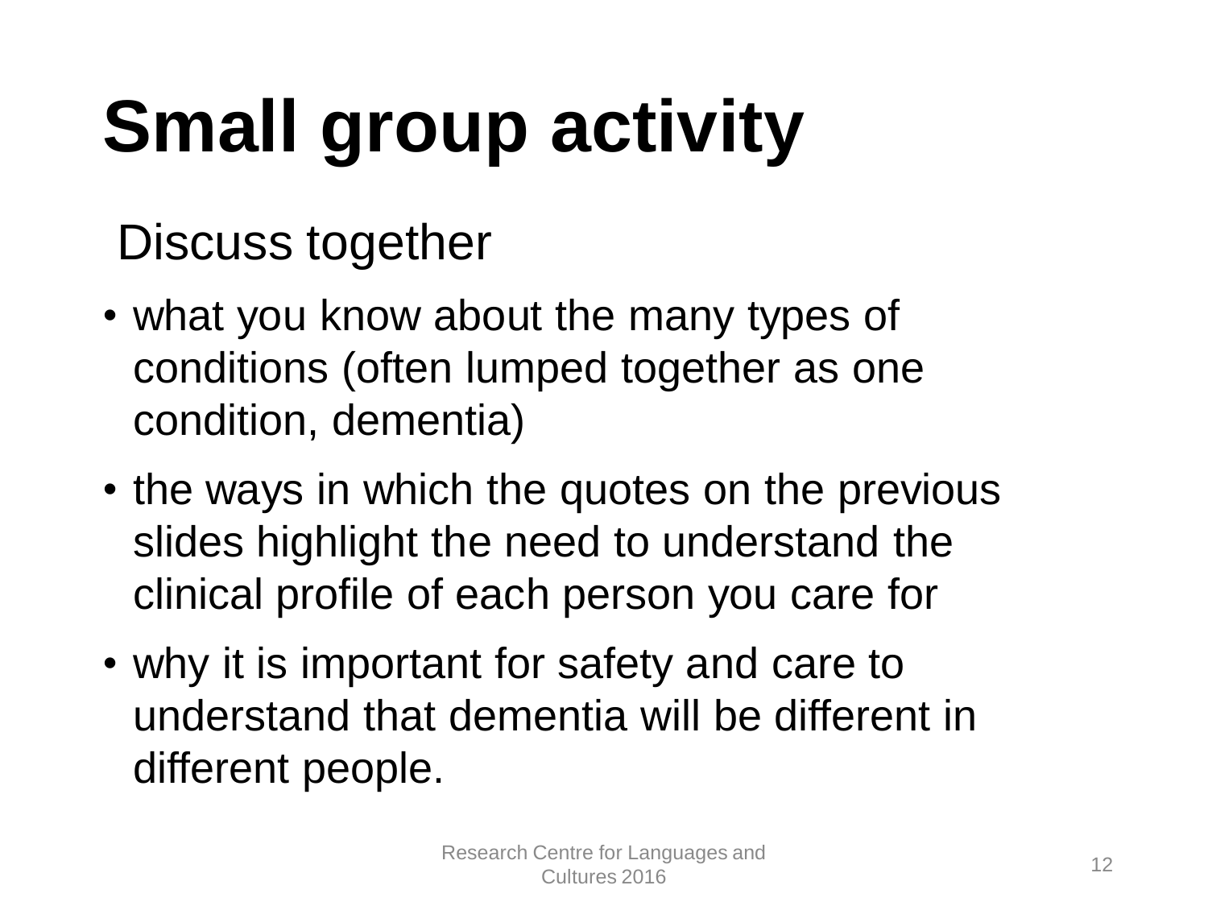# Small group activity

Discuss together

- what you know about the many types of conditions (often lumped together as one condition, dementia)
- the ways in which the quotes on the previous slides highlight the need to understand the clinical profile of each person you care for
- why it is important for safety and care to understand that dementia will be different in different people.

Research Centre for Languages and Cultures 2016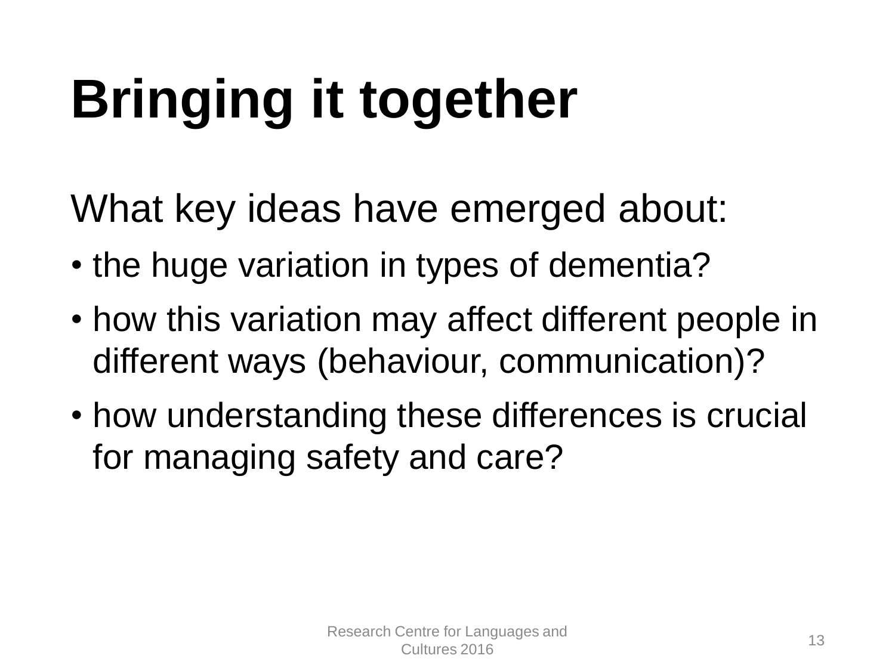# Bringing it together

What key ideas have emerged about:

- the huge variation in types of dementia?
- how this variation may affect different people in different ways (behaviour, communication)?
- how understanding these differences is crucial for managing safety and care?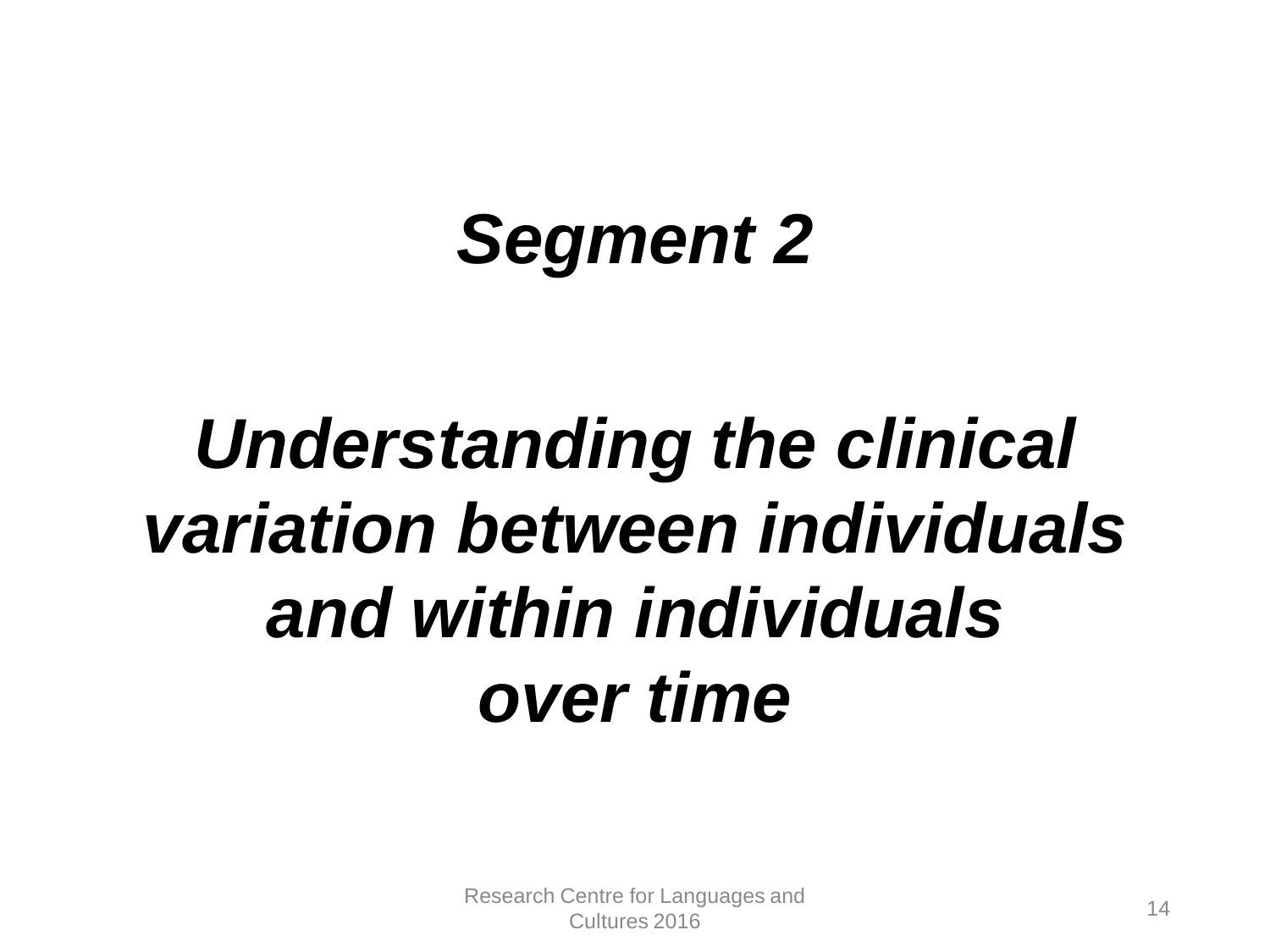# *Segment 2*

# *Understanding the clinical variation between individuals and within individuals over time*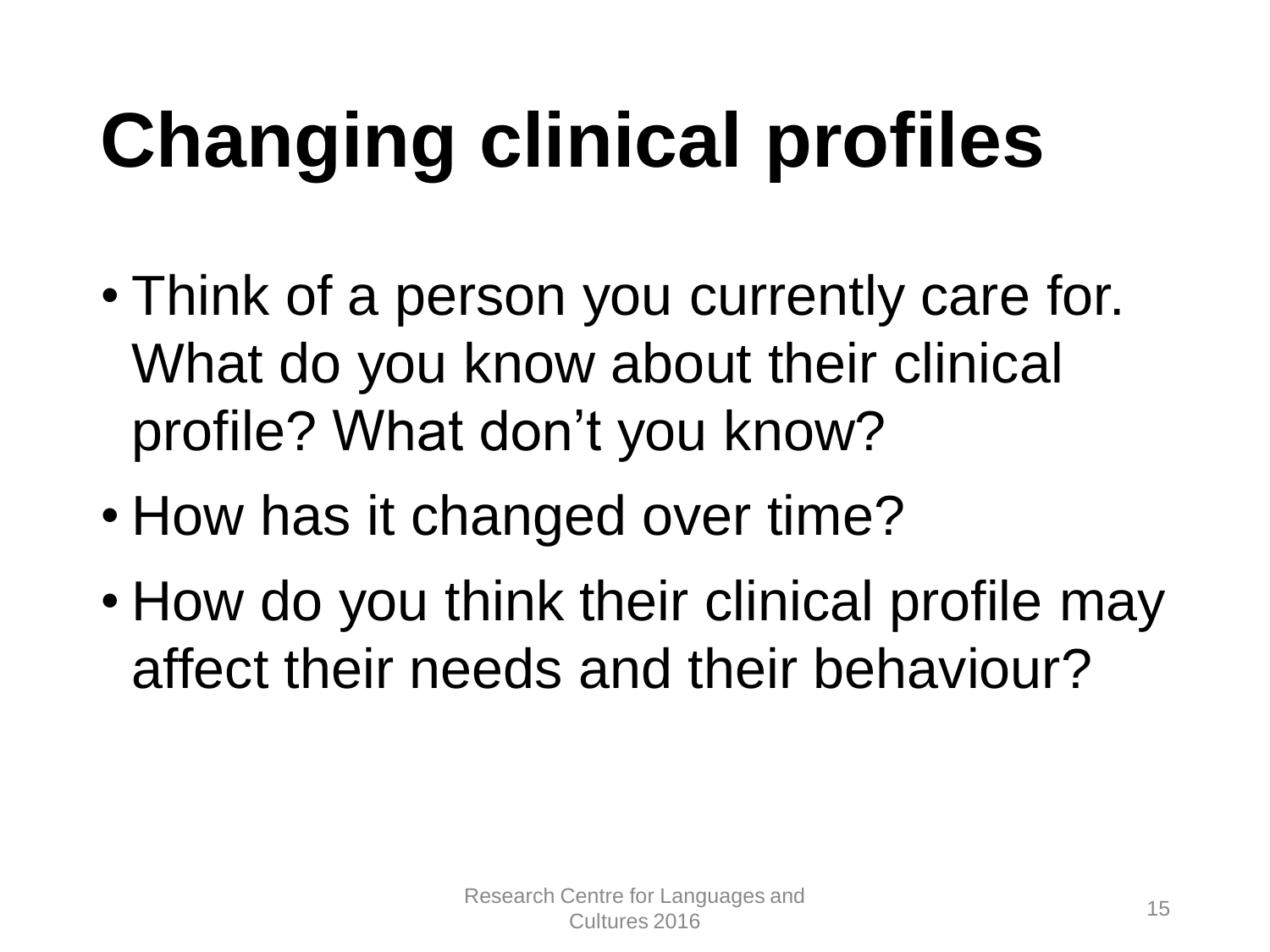# Changing clinical profiles

- Think of a person you currently care for. What do you know about their clinical profile? What don’t you know?
- How has it changed over time?
- How do you think their clinical profile may affect their needs and their behaviour?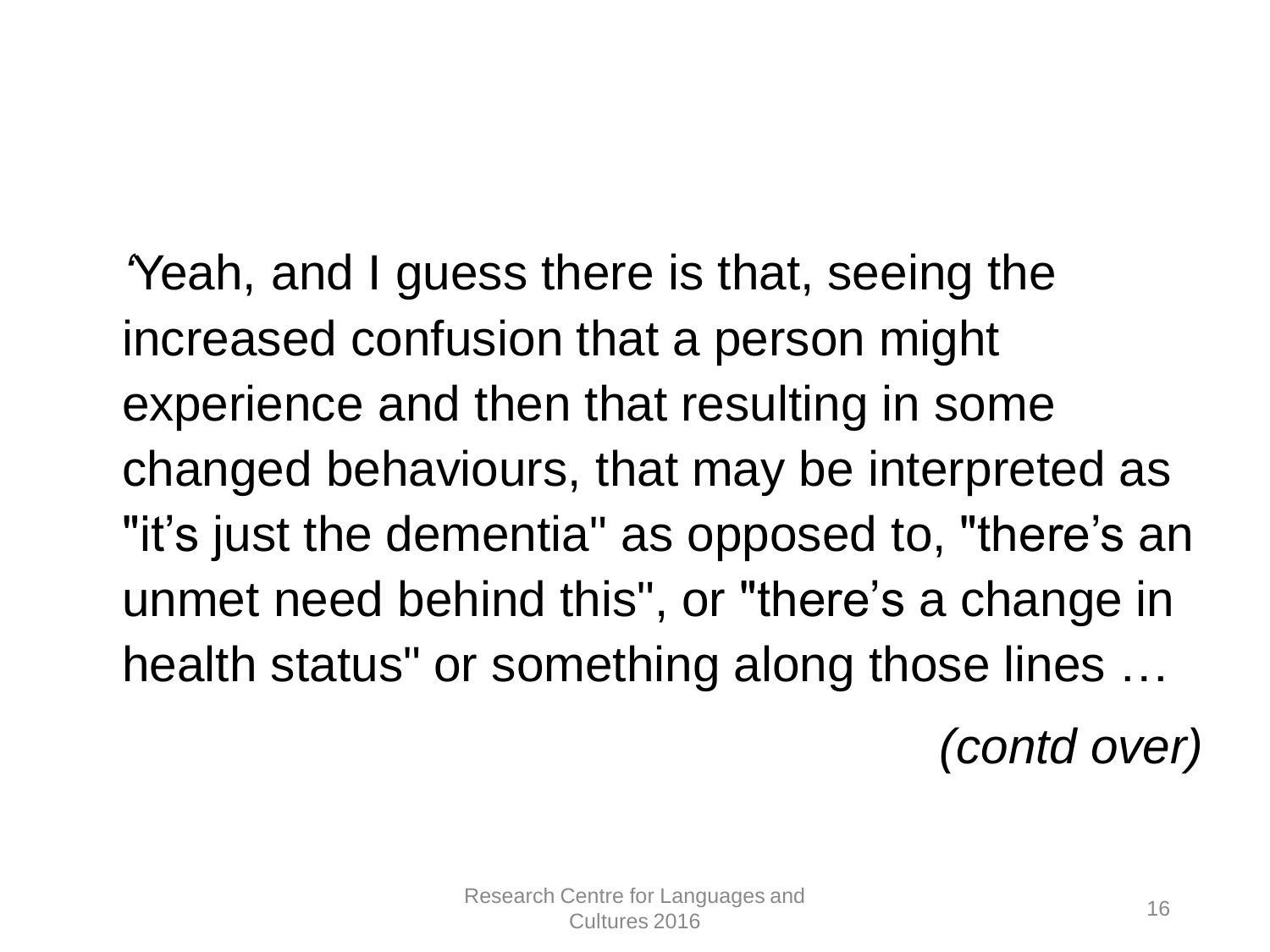‘Yeah, and I guess there is that, seeing the increased confusion that a person might experience and then that resulting in some changed behaviours, that may be interpreted as "it’s just the dementia" as opposed to, "there’s an unmet need behind this", or "there’s a change in health status" or something along those lines …

*(contd over)*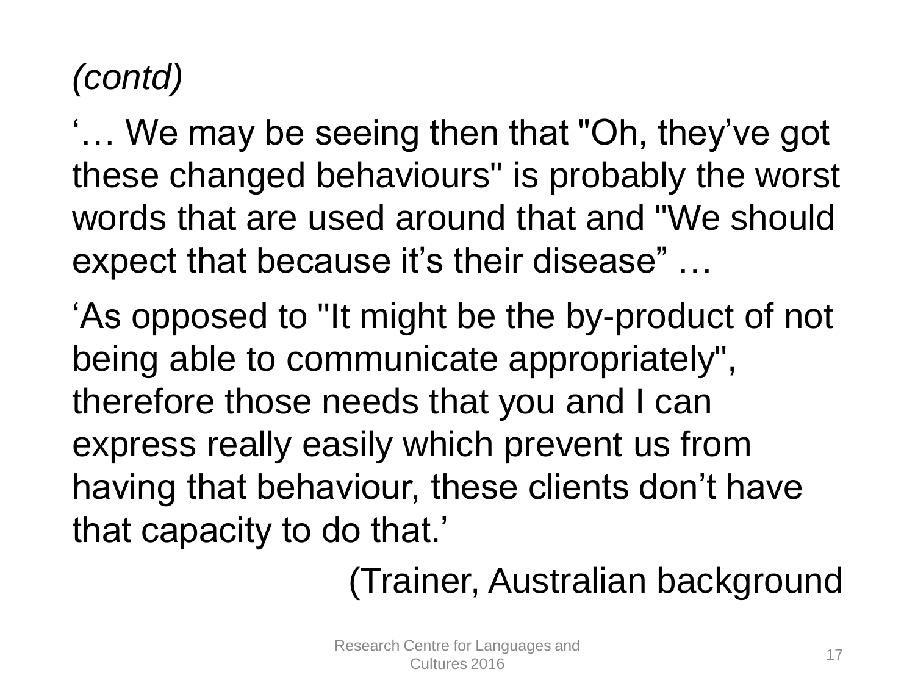*(contd)*

'… We may be seeing then that "Oh, they've got these changed behaviours" is probably the worst words that are used around that and "We should expect that because it's their disease" …

'As opposed to "It might be the by-product of not being able to communicate appropriately", therefore those needs that you and I can express really easily which prevent us from having that behaviour, these clients don't have that capacity to do that.'

(Trainer, Australian background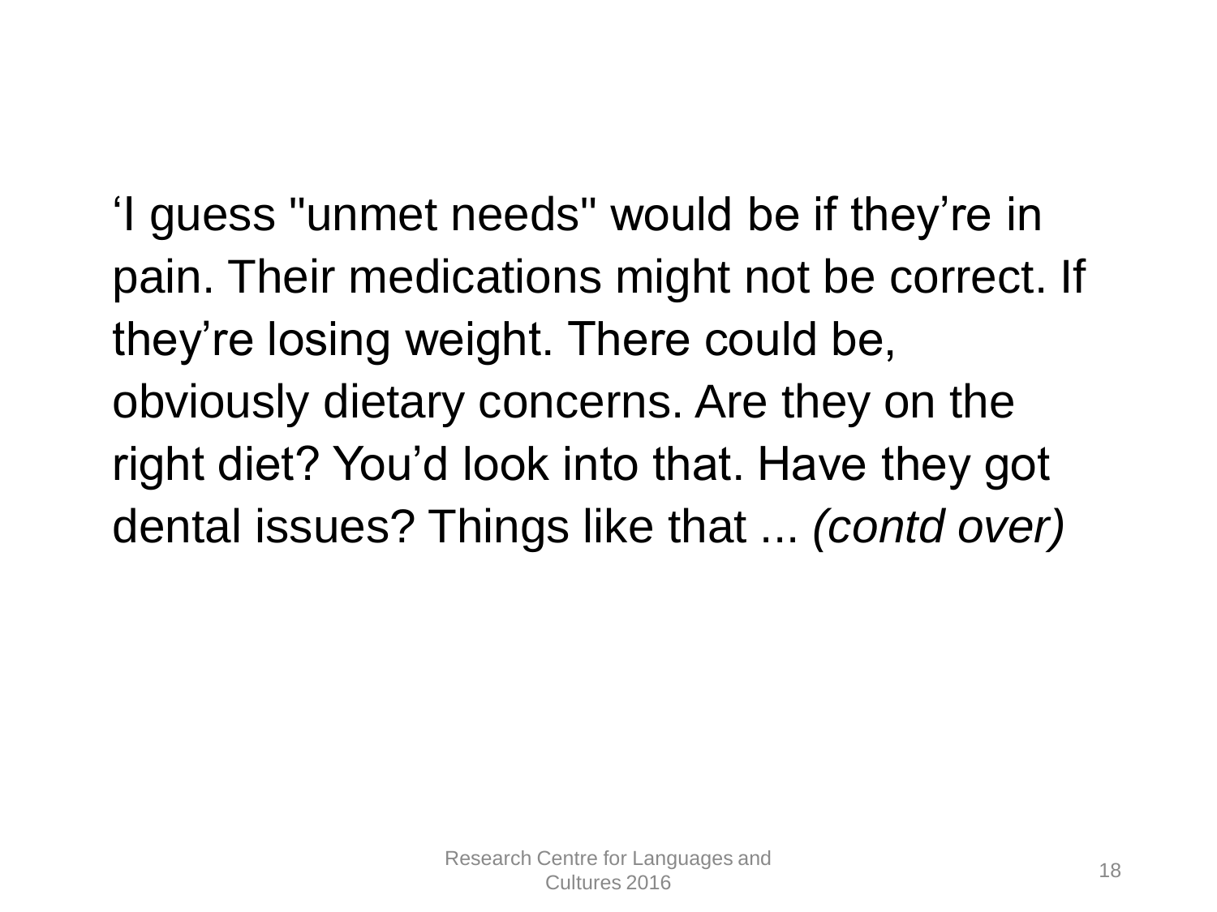‘I guess "unmet needs" would be if they’re in pain. Their medications might not be correct. If they’re losing weight. There could be, obviously dietary concerns. Are they on the right diet? You’d look into that. Have they got dental issues? Things like that ... *(contd over)*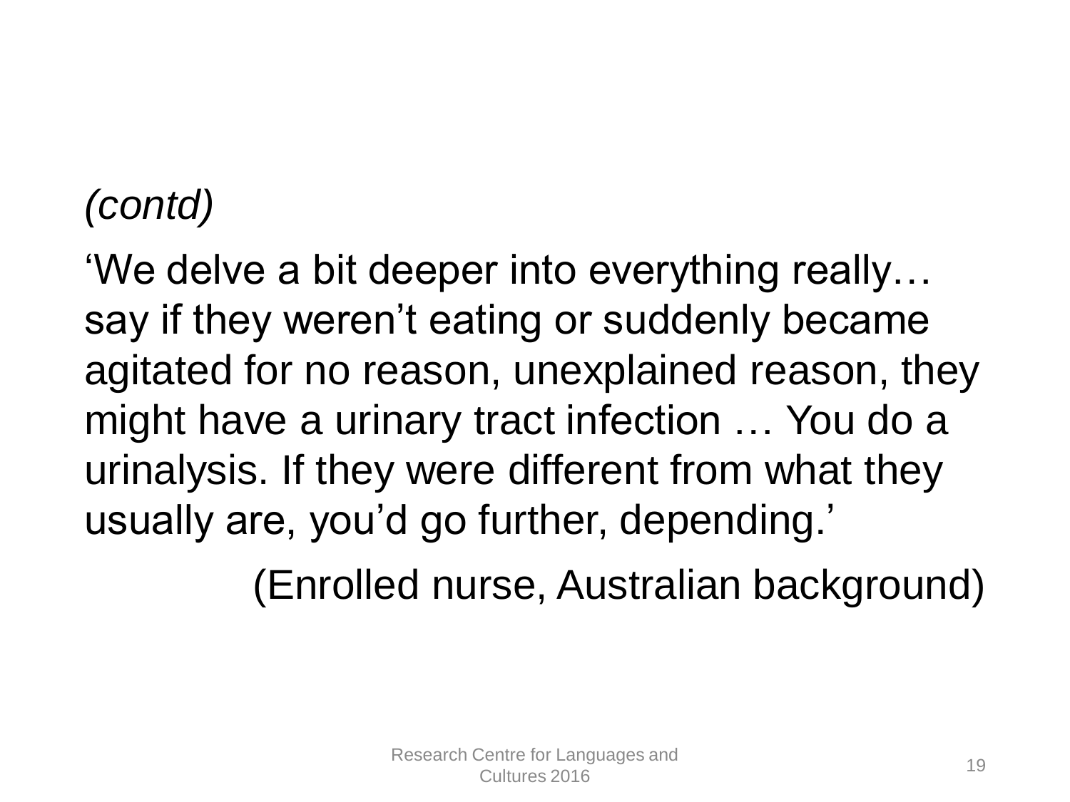*(contd)*

‘We delve a bit deeper into everything really… say if they weren’t eating or suddenly became agitated for no reason, unexplained reason, they might have a urinary tract infection … You do a urinalysis. If they were different from what they usually are, you’d go further, depending.’

(Enrolled nurse, Australian background)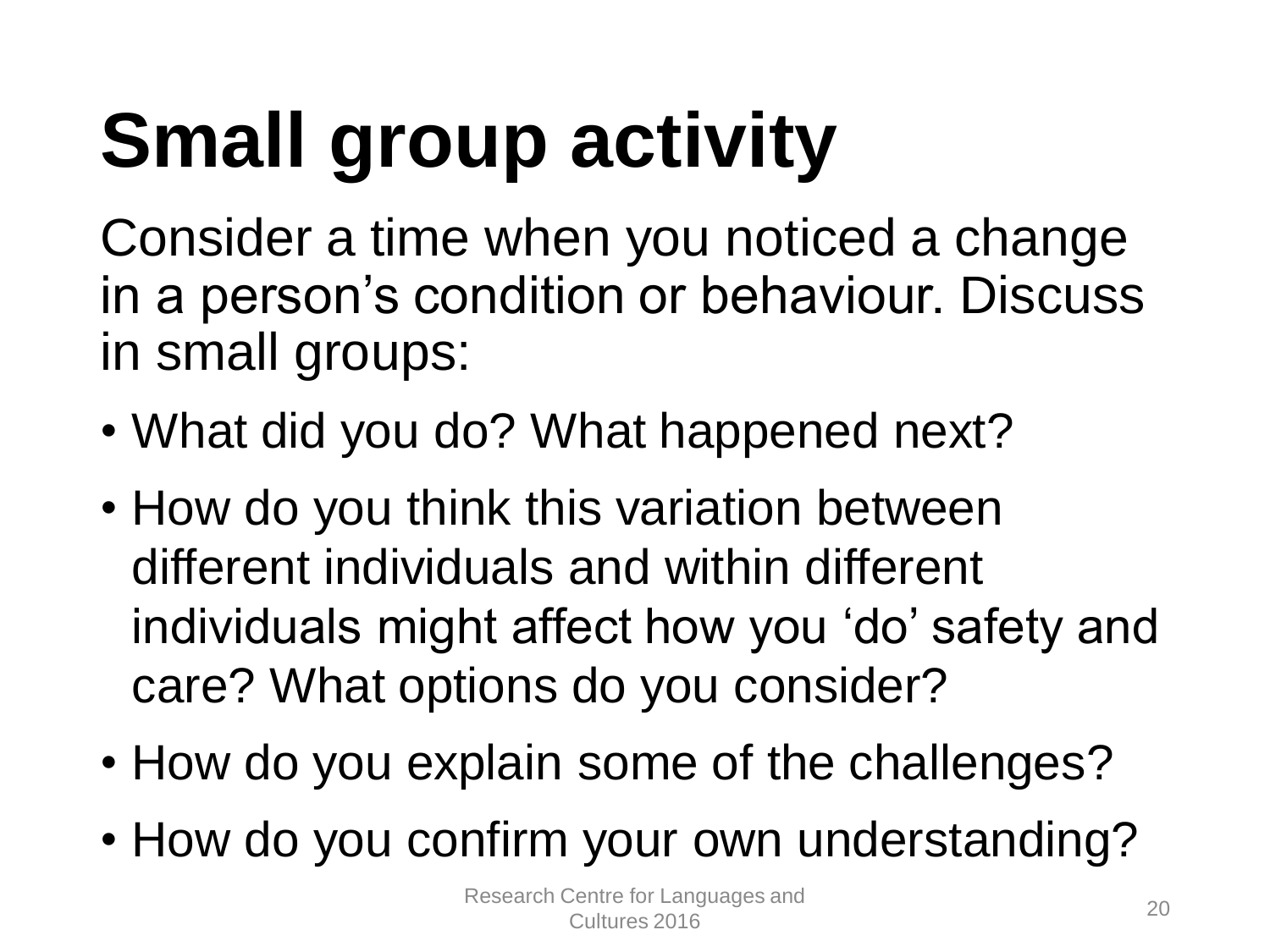# Small group activity

Consider a time when you noticed a change in a person's condition or behaviour. Discuss in small groups:

- What did you do? What happened next?
- How do you think this variation between different individuals and within different individuals might affect how you 'do' safety and care? What options do you consider?
- How do you explain some of the challenges?
- How do you confirm your own understanding?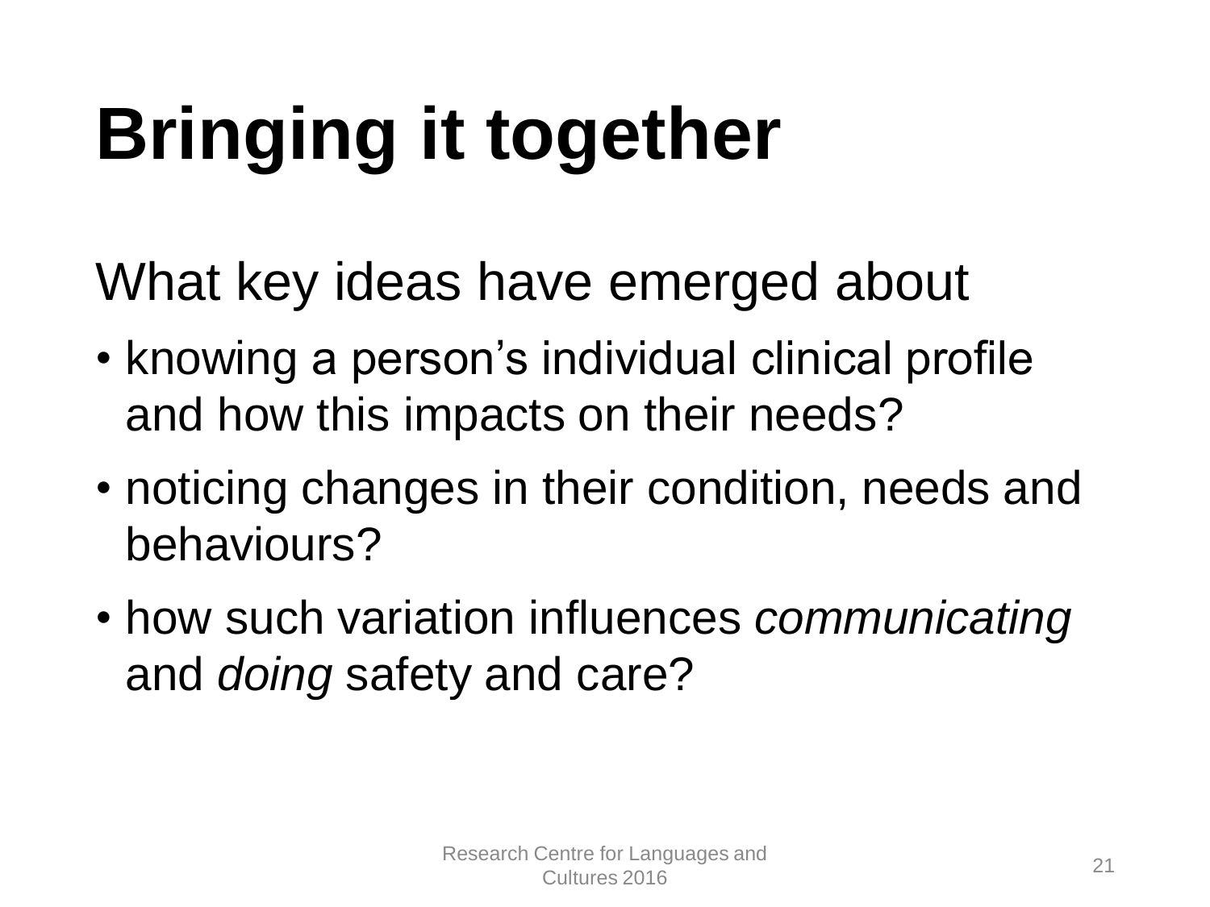# Bringing it together

What key ideas have emerged about

- knowing a person's individual clinical profile and how this impacts on their needs?
- noticing changes in their condition, needs and behaviours?
- how such variation influences *communicating* and *doing* safety and care?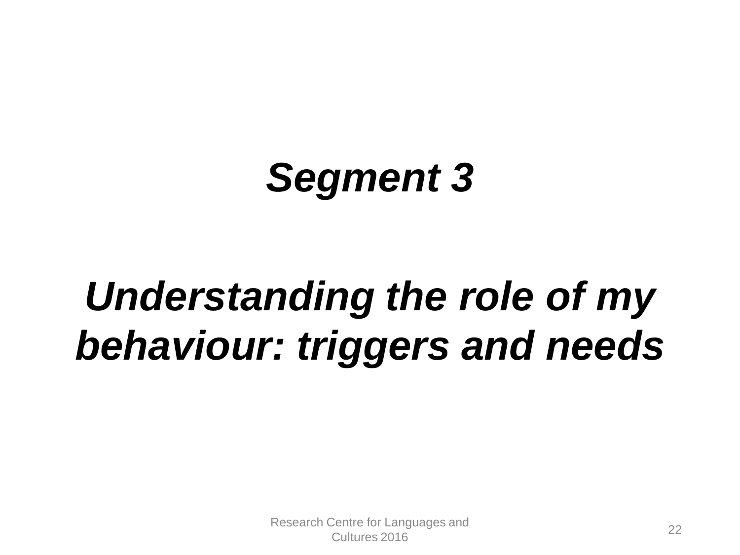# ***Segment 3***

# ***Understanding the role of my behaviour: triggers and needs***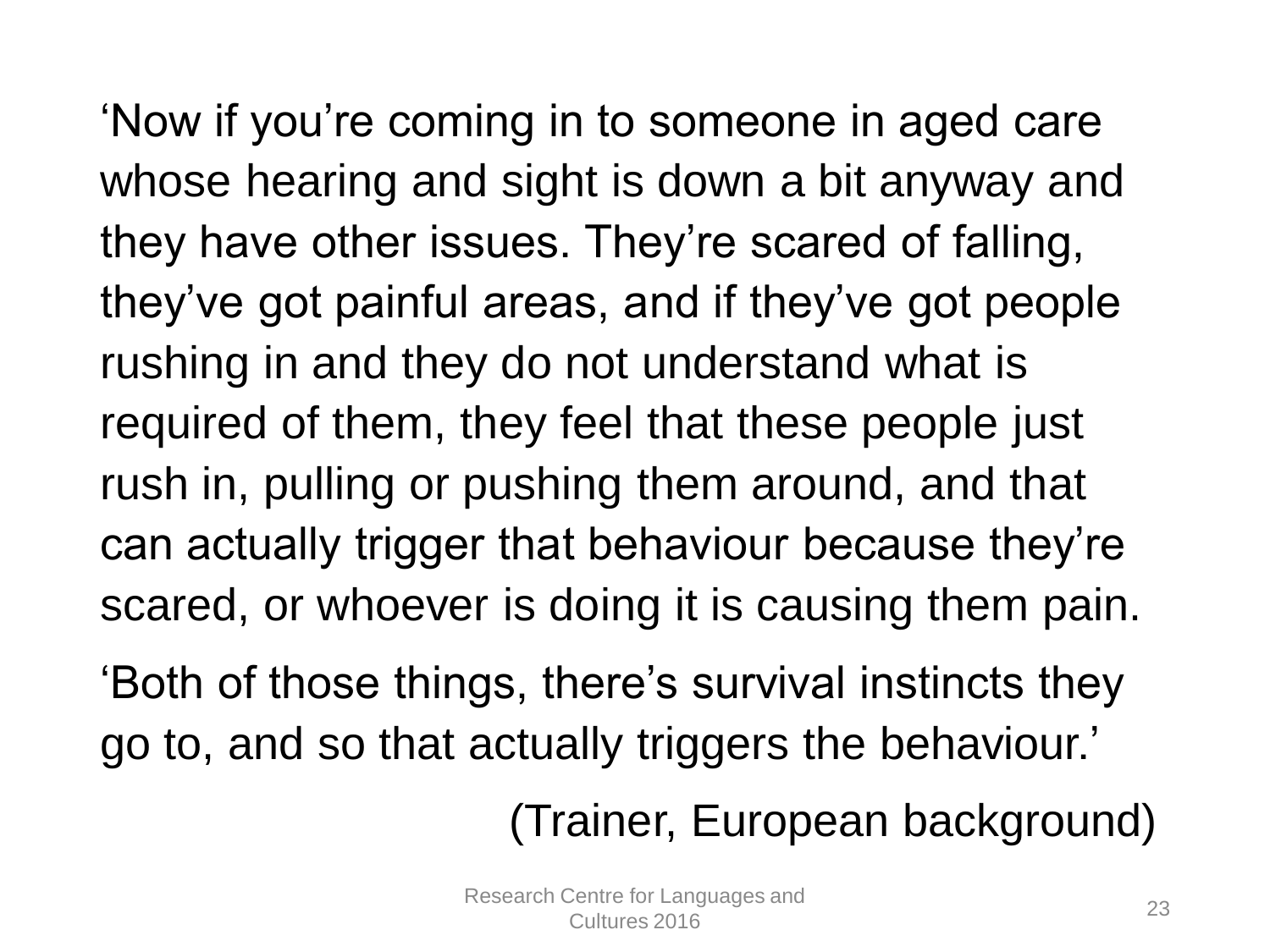‘Now if you’re coming in to someone in aged care whose hearing and sight is down a bit anyway and they have other issues. They’re scared of falling, they’ve got painful areas, and if they’ve got people rushing in and they do not understand what is required of them, they feel that these people just rush in, pulling or pushing them around, and that can actually trigger that behaviour because they’re scared, or whoever is doing it is causing them pain.

‘Both of those things, there’s survival instincts they go to, and so that actually triggers the behaviour.’

(Trainer, European background)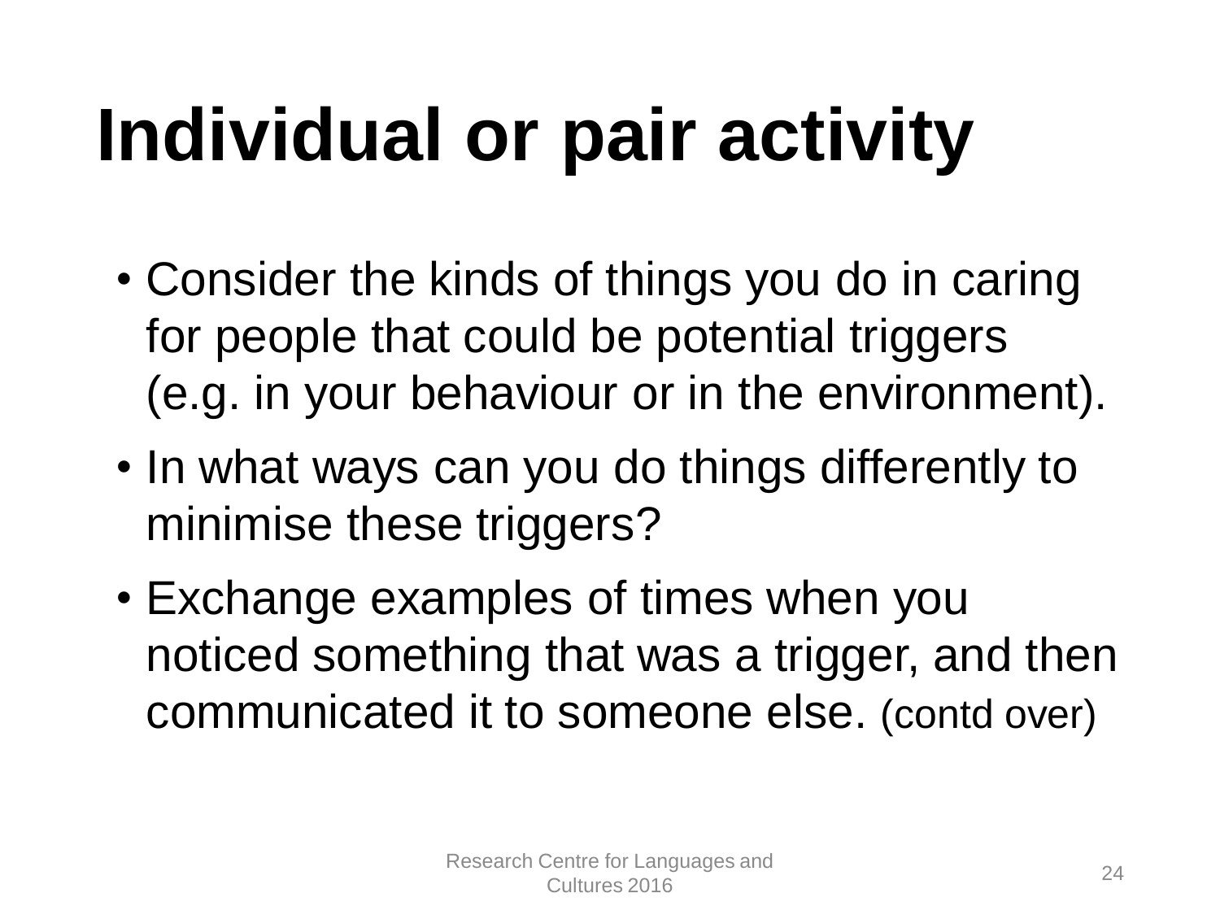# Individual or pair activity

- Consider the kinds of things you do in caring for people that could be potential triggers (e.g. in your behaviour or in the environment).
- In what ways can you do things differently to minimise these triggers?
- Exchange examples of times when you noticed something that was a trigger, and then communicated it to someone else. (contd over)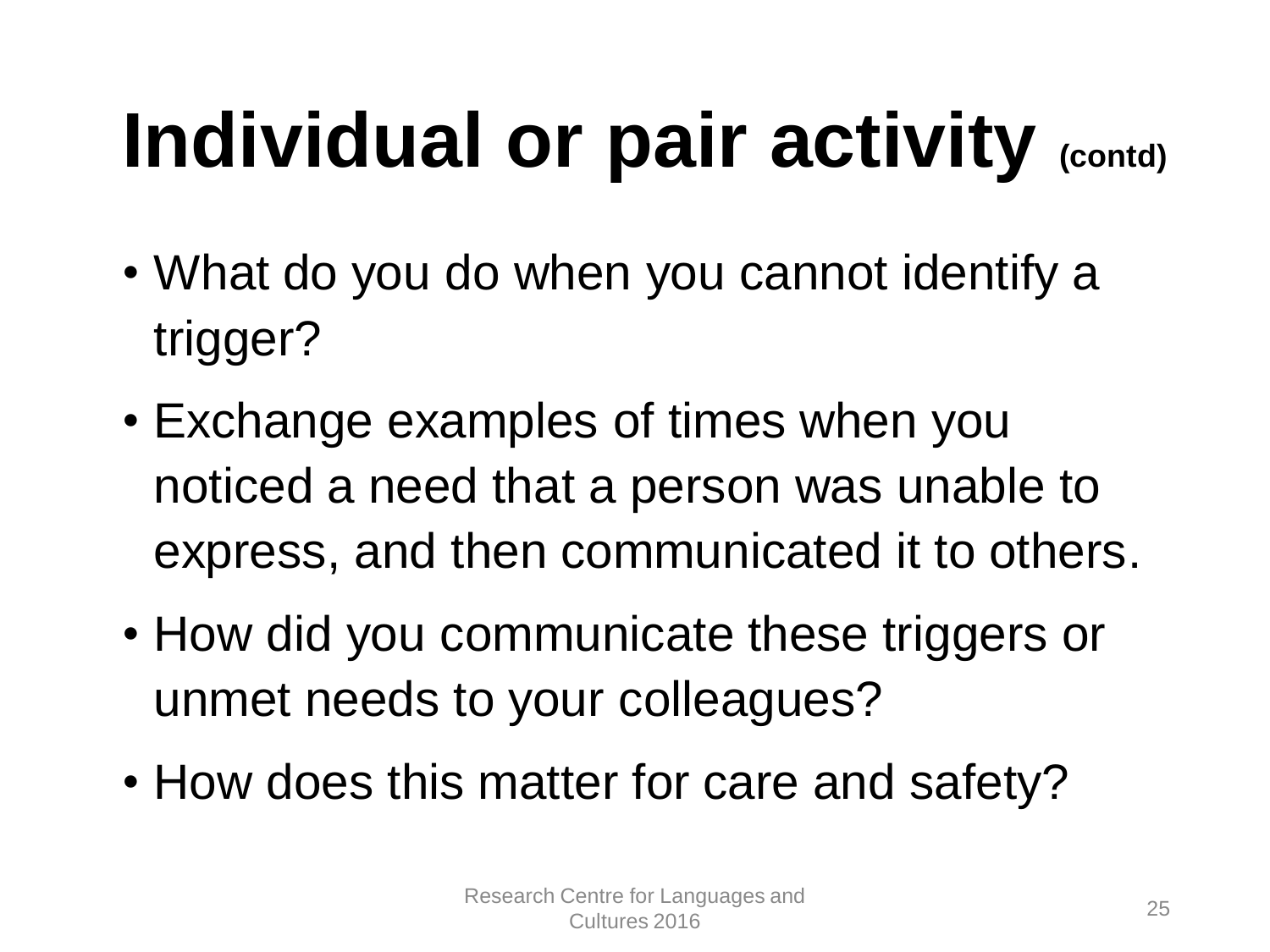# Individual or pair activity (contd)

- What do you do when you cannot identify a trigger?
- Exchange examples of times when you noticed a need that a person was unable to express, and then communicated it to others.
- How did you communicate these triggers or unmet needs to your colleagues?
- How does this matter for care and safety?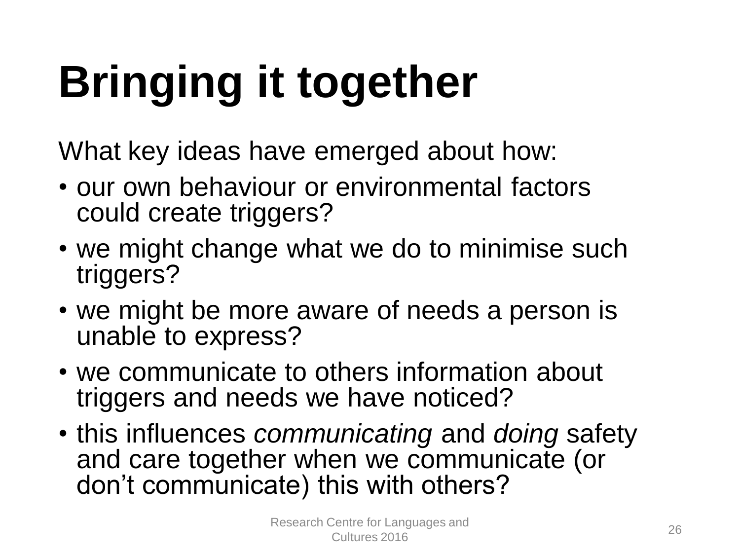# Bringing it together

What key ideas have emerged about how:

- our own behaviour or environmental factors could create triggers?
- we might change what we do to minimise such triggers?
- we might be more aware of needs a person is unable to express?
- we communicate to others information about triggers and needs we have noticed?
- this influences *communicating* and *doing* safety and care together when we communicate (or don't communicate) this with others?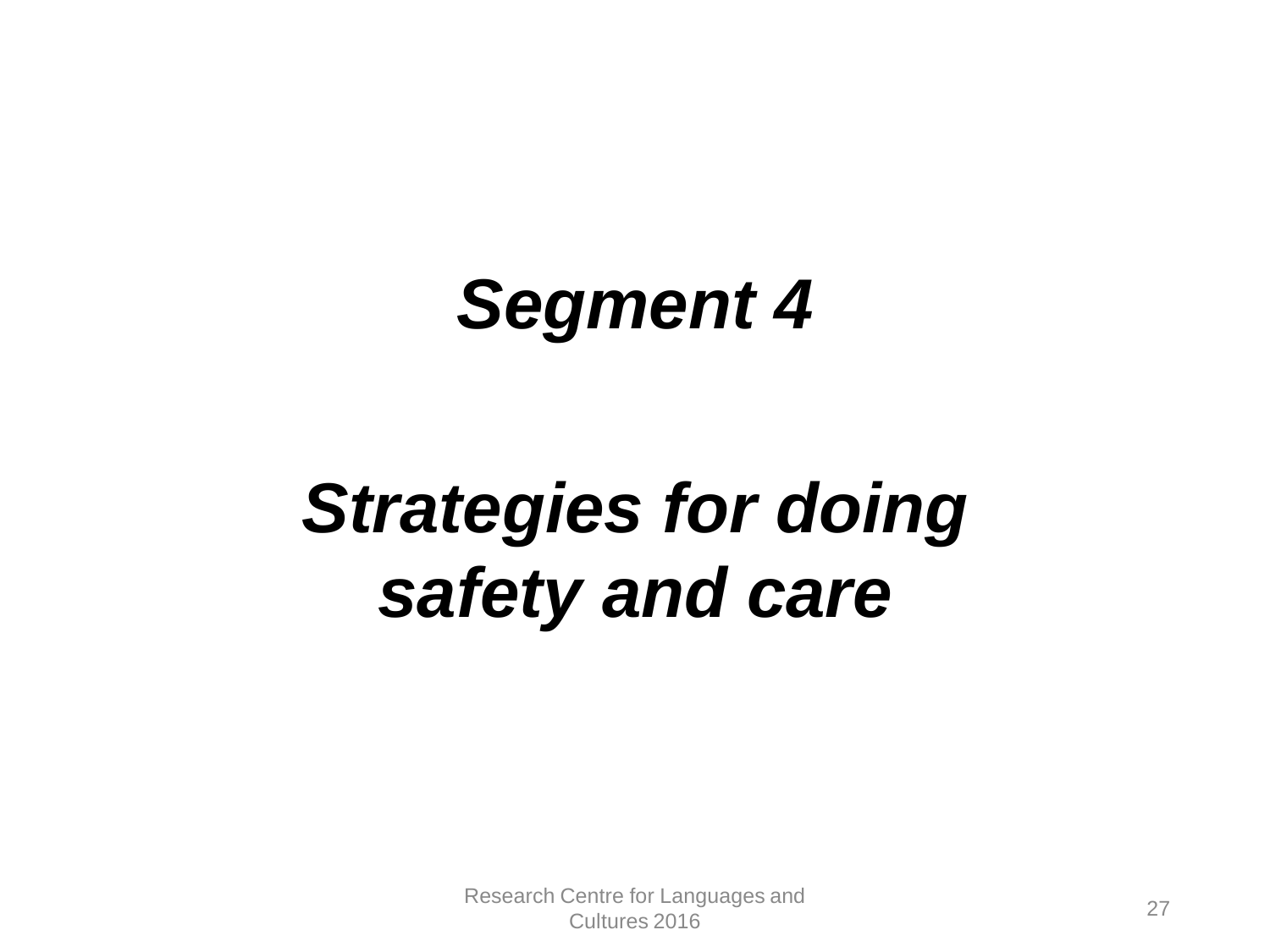# *Segment 4*

# *Strategies for doing safety and care*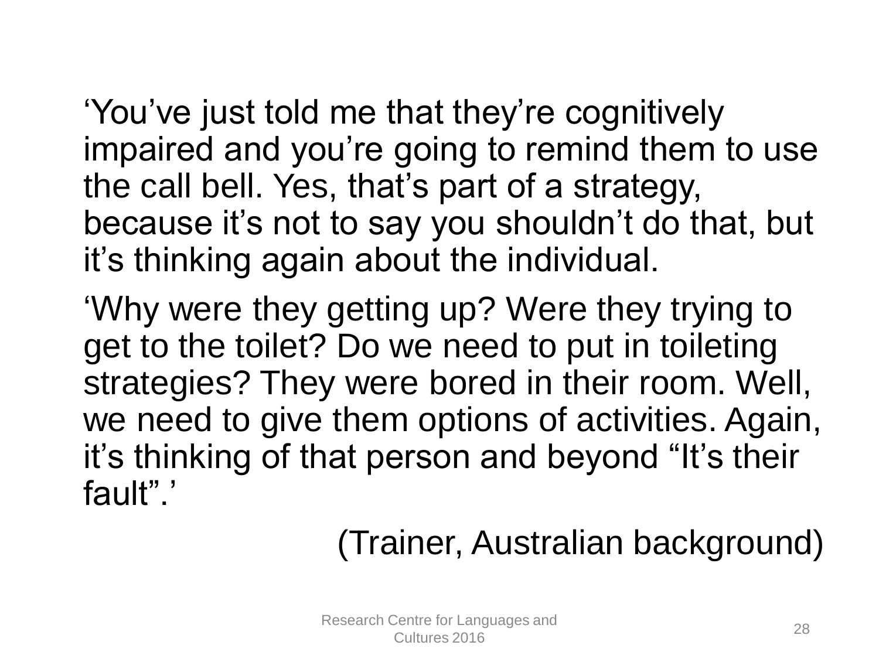'You've just told me that they're cognitively impaired and you're going to remind them to use the call bell. Yes, that's part of a strategy, because it's not to say you shouldn't do that, but it's thinking again about the individual.

'Why were they getting up? Were they trying to get to the toilet? Do we need to put in toileting strategies? They were bored in their room. Well, we need to give them options of activities. Again, it's thinking of that person and beyond "It's their fault".'

(Trainer, Australian background)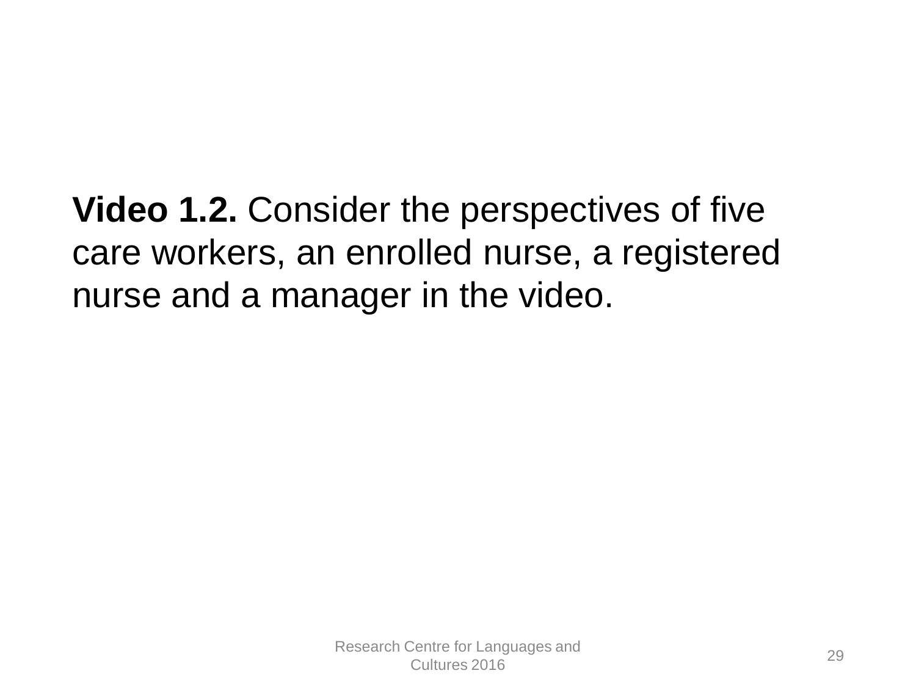**Video 1.2.** Consider the perspectives of five care workers, an enrolled nurse, a registered nurse and a manager in the video.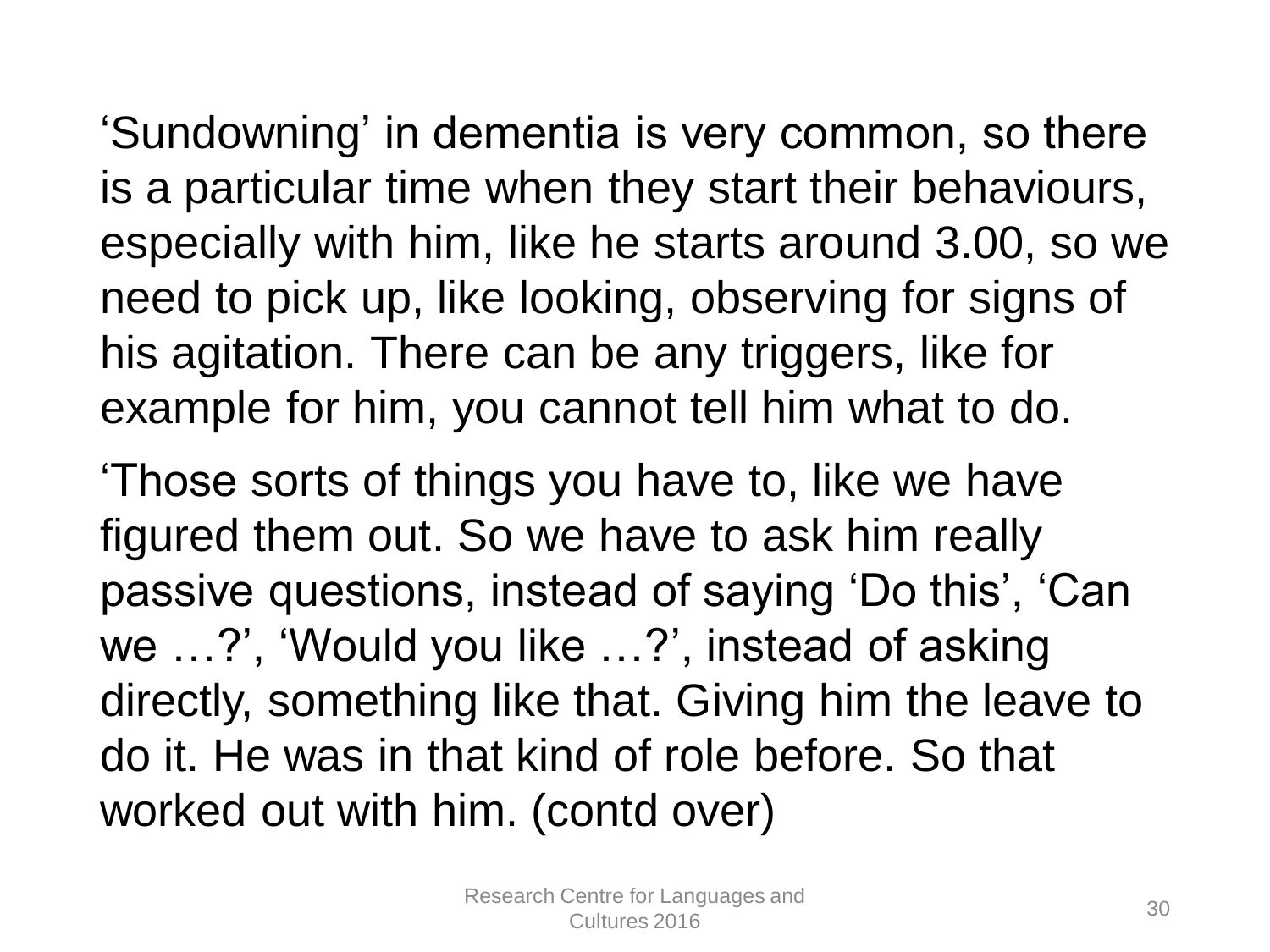‘Sundowning’ in dementia is very common, so there is a particular time when they start their behaviours, especially with him, like he starts around 3.00, so we need to pick up, like looking, observing for signs of his agitation. There can be any triggers, like for example for him, you cannot tell him what to do.

‘Those sorts of things you have to, like we have figured them out. So we have to ask him really passive questions, instead of saying ‘Do this’, ‘Can we …?’, ‘Would you like …?’, instead of asking directly, something like that. Giving him the leave to do it. He was in that kind of role before. So that worked out with him. (contd over)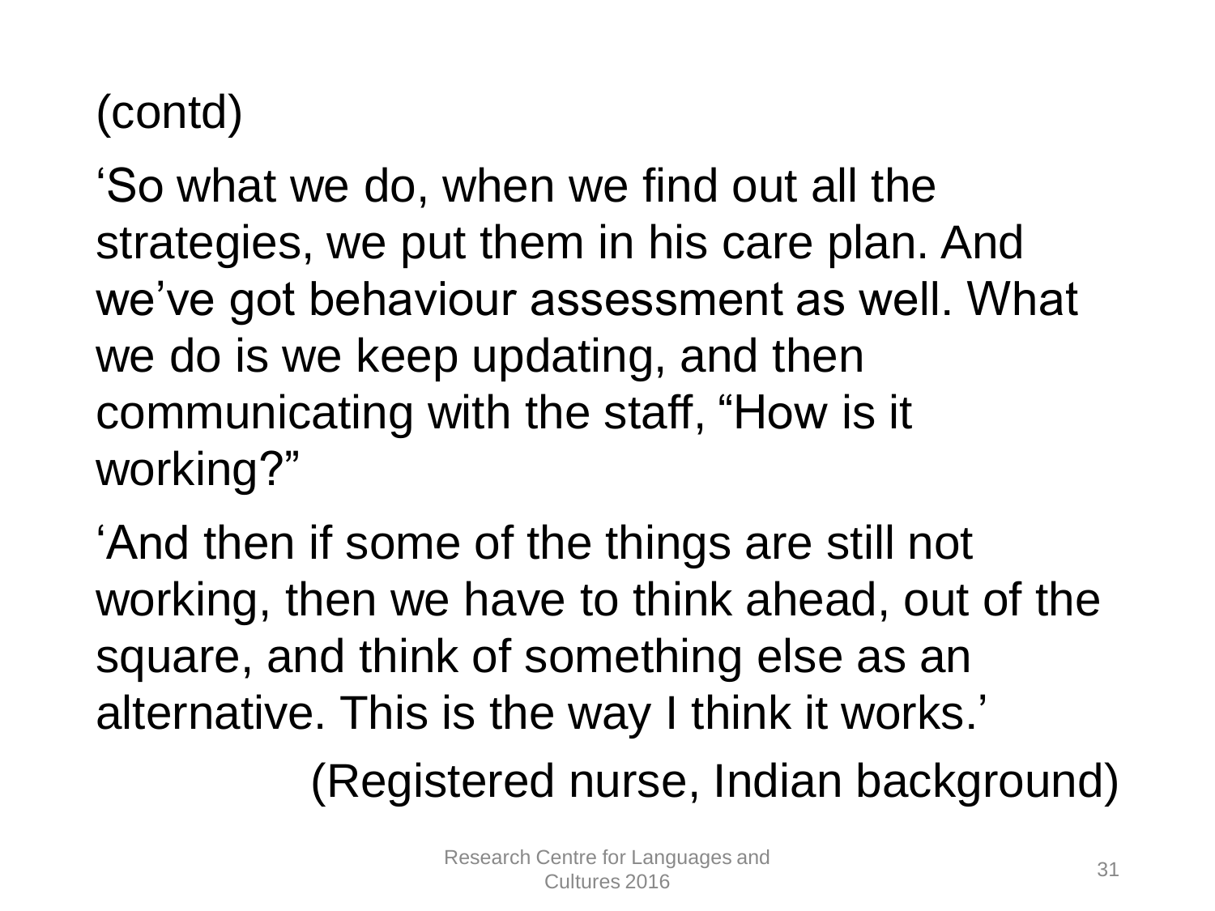(contd)

‘So what we do, when we find out all the strategies, we put them in his care plan. And we’ve got behaviour assessment as well. What we do is we keep updating, and then communicating with the staff, “How is it working?”

‘And then if some of the things are still not working, then we have to think ahead, out of the square, and think of something else as an alternative. This is the way I think it works.’

(Registered nurse, Indian background)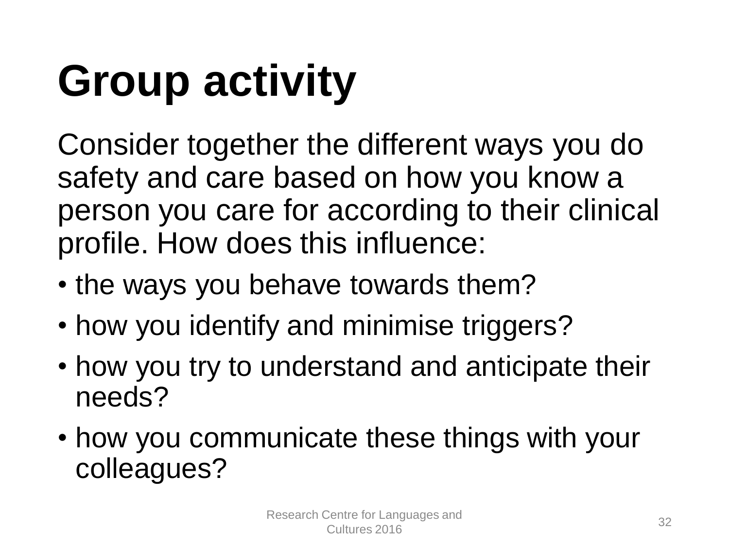# Group activity

Consider together the different ways you do safety and care based on how you know a person you care for according to their clinical profile. How does this influence:

- the ways you behave towards them?
- how you identify and minimise triggers?
- how you try to understand and anticipate their needs?
- how you communicate these things with your colleagues?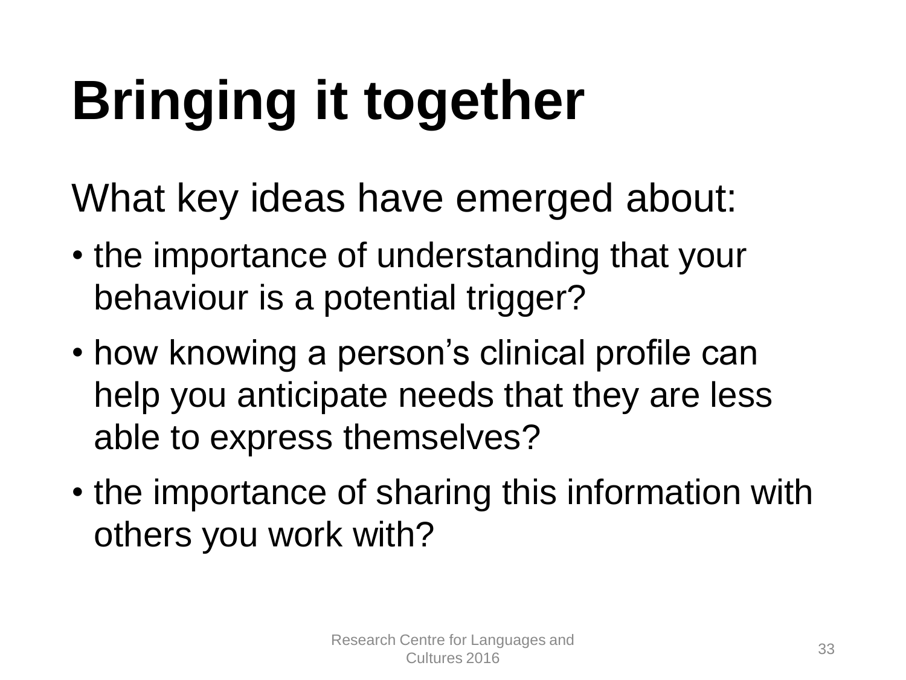# Bringing it together

What key ideas have emerged about:

- the importance of understanding that your behaviour is a potential trigger?
- how knowing a person’s clinical profile can help you anticipate needs that they are less able to express themselves?
- the importance of sharing this information with others you work with?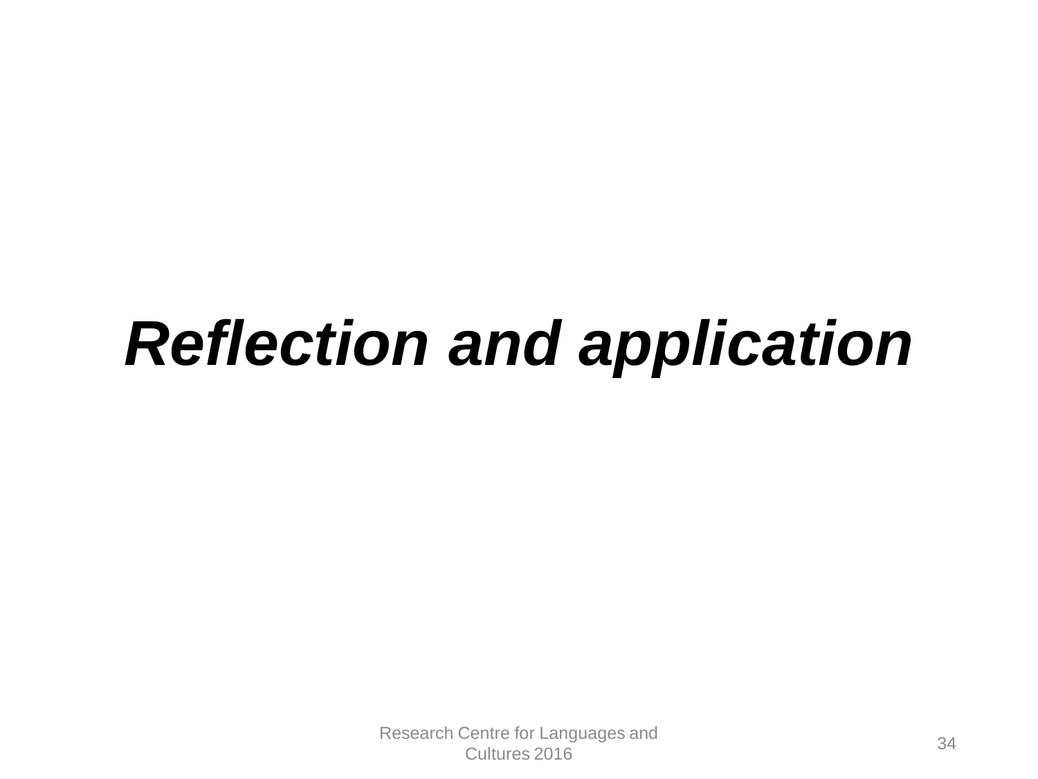# ***Reflection and application***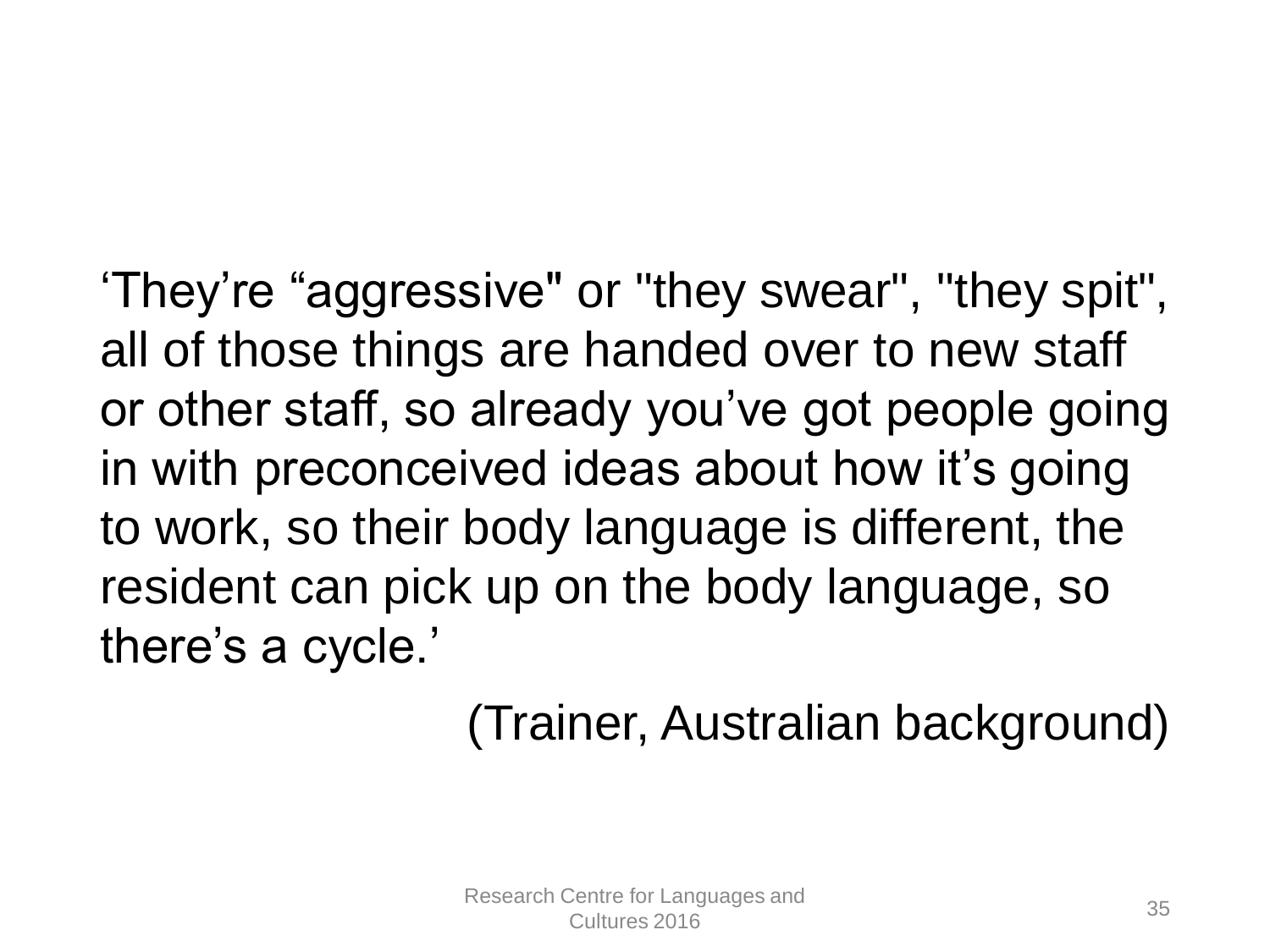'They're "aggressive" or "they swear", "they spit", all of those things are handed over to new staff or other staff, so already you've got people going in with preconceived ideas about how it's going to work, so their body language is different, the resident can pick up on the body language, so there's a cycle.'

(Trainer, Australian background)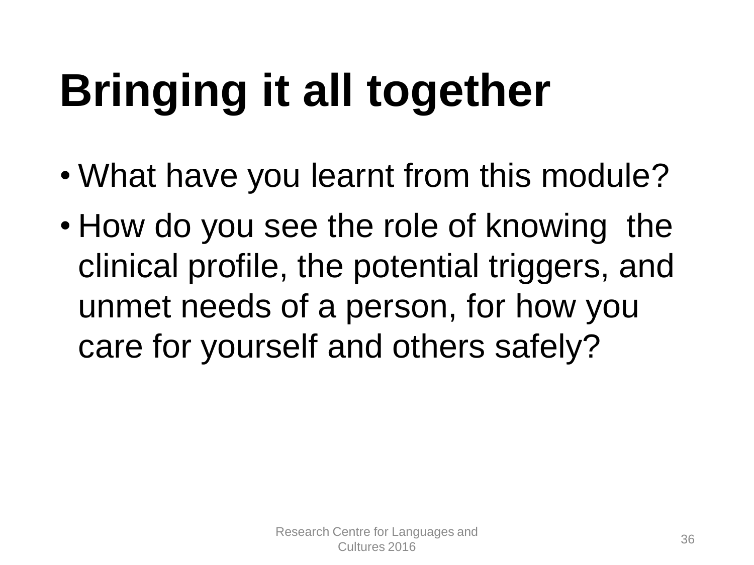# Bringing it all together

- What have you learnt from this module?
- How do you see the role of knowing the clinical profile, the potential triggers, and unmet needs of a person, for how you care for yourself and others safely?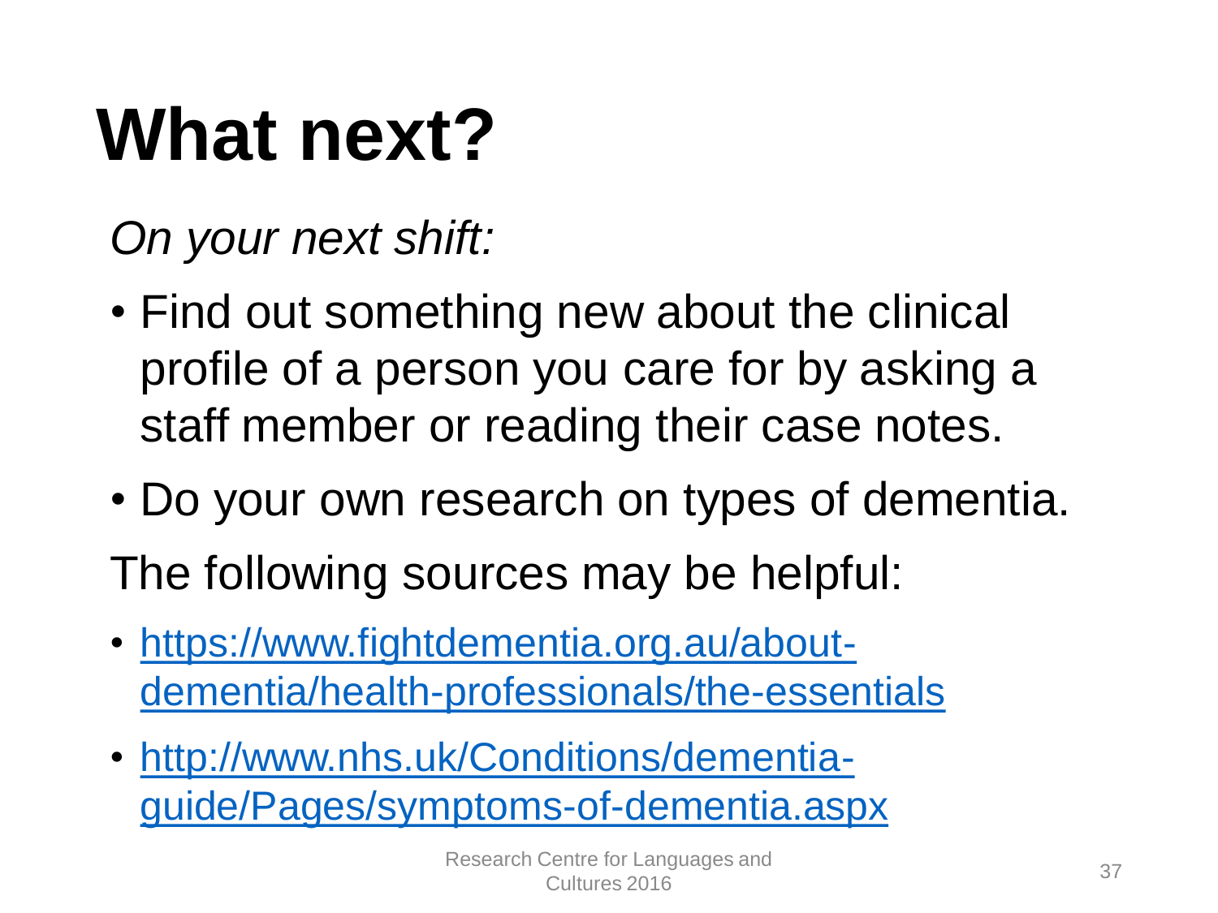# What next?

*On your next shift:*

- Find out something new about the clinical profile of a person you care for by asking a staff member or reading their case notes.
- Do your own research on types of dementia.

The following sources may be helpful:

- https://www.fightdementia.org.au/about-dementia/health-professionals/the-essentials
- http://www.nhs.uk/Conditions/dementia-guide/Pages/symptoms-of-dementia.aspx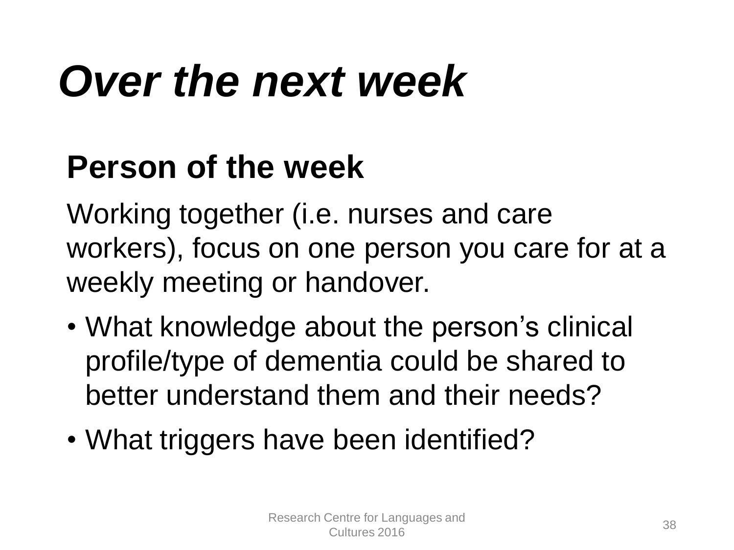# *Over the next week*

## Person of the week

Working together (i.e. nurses and care workers), focus on one person you care for at a weekly meeting or handover.

- What knowledge about the person’s clinical profile/type of dementia could be shared to better understand them and their needs?
- What triggers have been identified?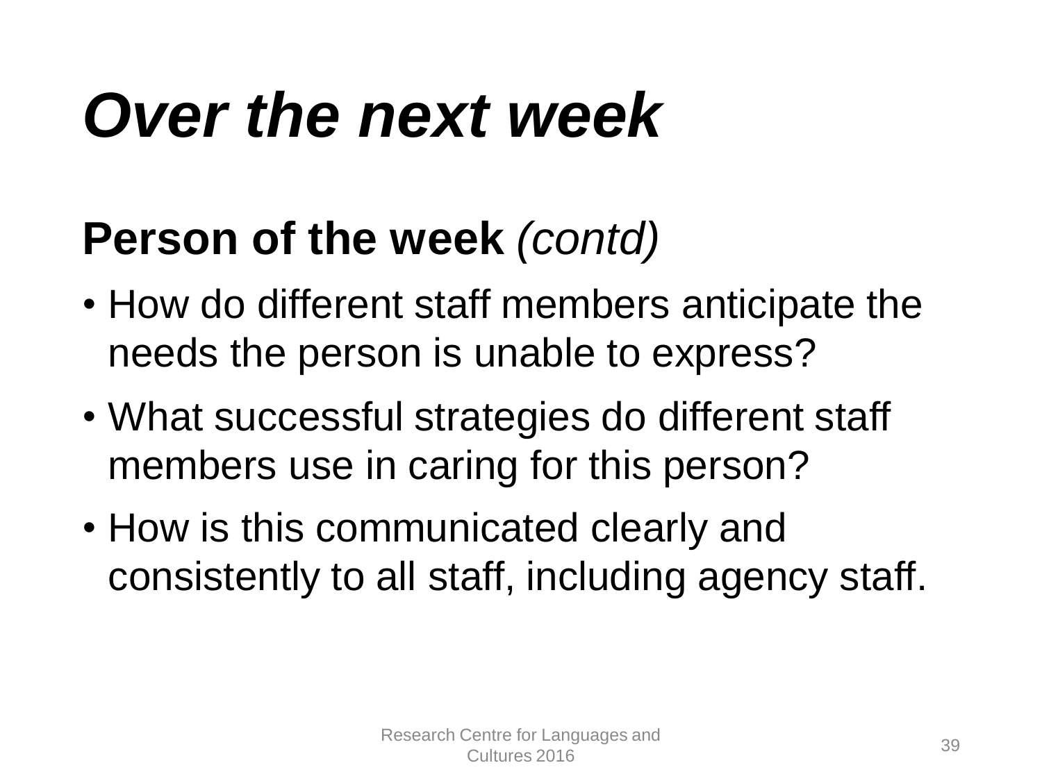# *Over the next week*

**Person of the week** *(contd)*

- How do different staff members anticipate the needs the person is unable to express?
- What successful strategies do different staff members use in caring for this person?
- How is this communicated clearly and consistently to all staff, including agency staff.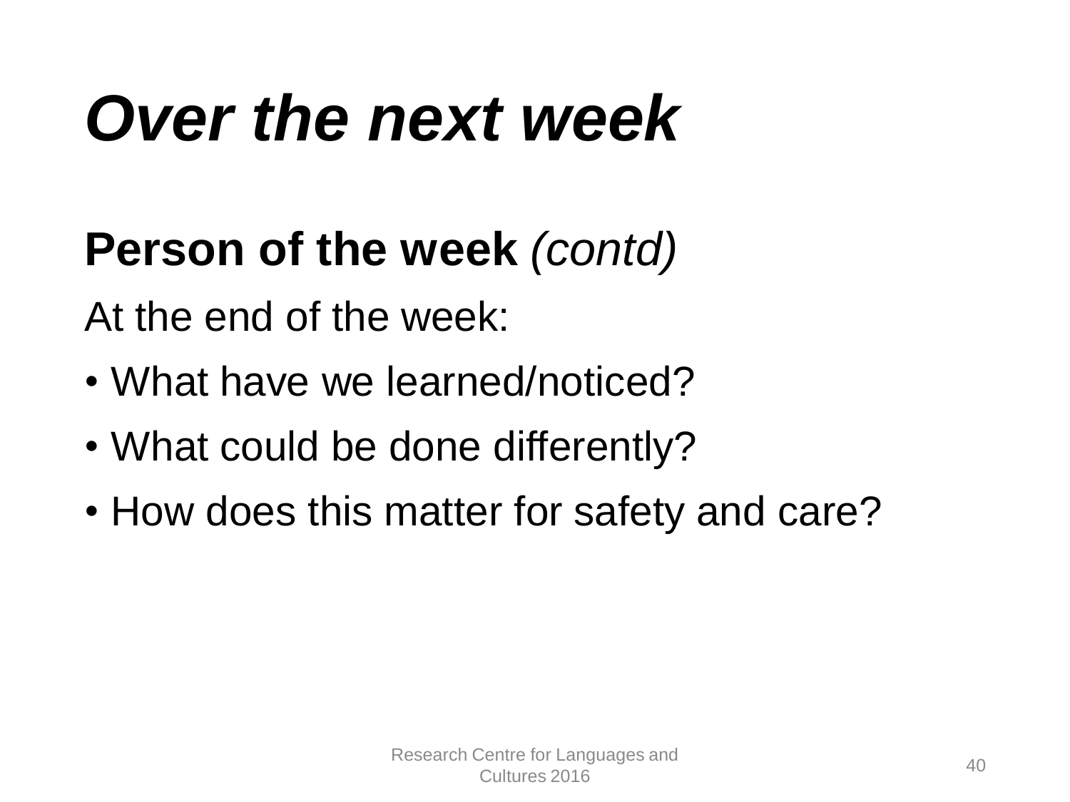# *Over the next week*

**Person of the week** *(contd)*

At the end of the week:

- What have we learned/noticed?
- What could be done differently?
- How does this matter for safety and care?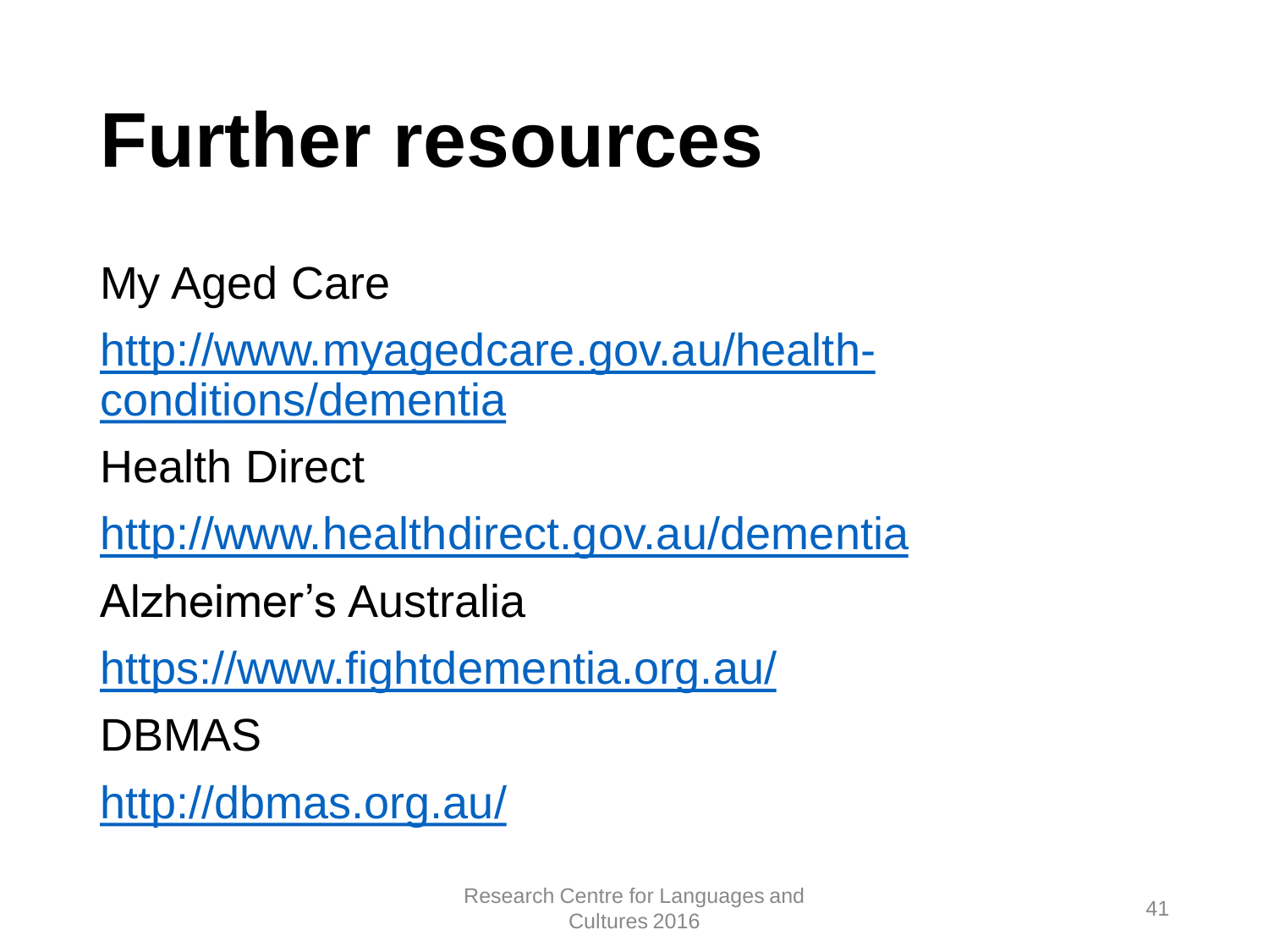# Further resources

My Aged Care

http://www.myagedcare.gov.au/health-conditions/dementia

Health Direct

http://www.healthdirect.gov.au/dementia

Alzheimer's Australia

https://www.fightdementia.org.au/

DBMAS

http://dbmas.org.au/